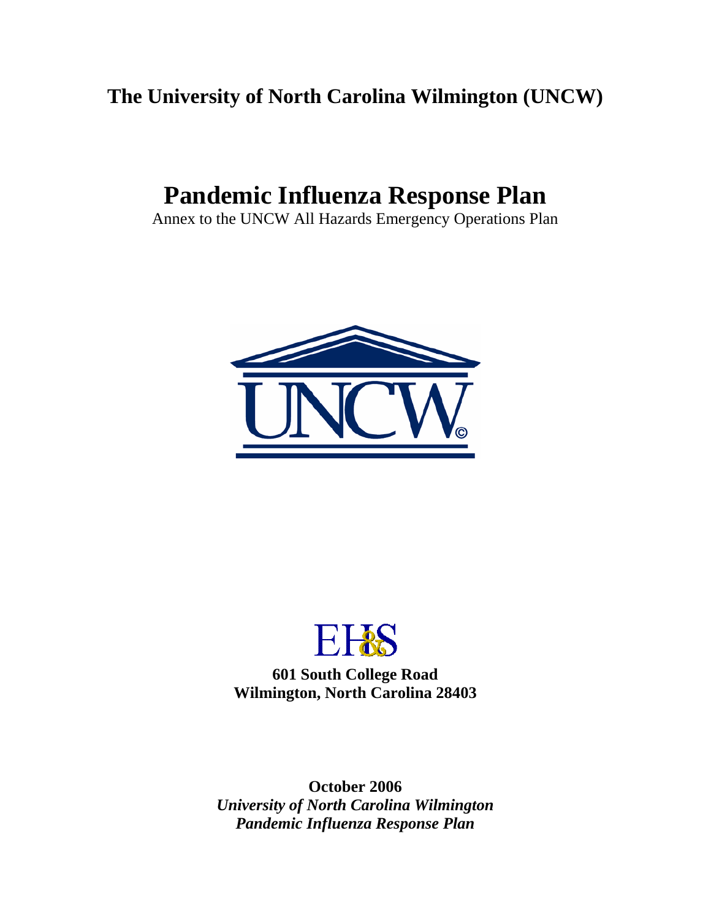**The University of North Carolina Wilmington (UNCW)**

# Pandemic Influenza Response Plan

Annex to the UNCW All Hazards Emergency Operations Plan

UNCW©

EH&S

**601 South College Road**
**Wilmington, North Carolina 28403**

**October 2006**
***University of North Carolina Wilmington***
***Pandemic Influenza Response Plan***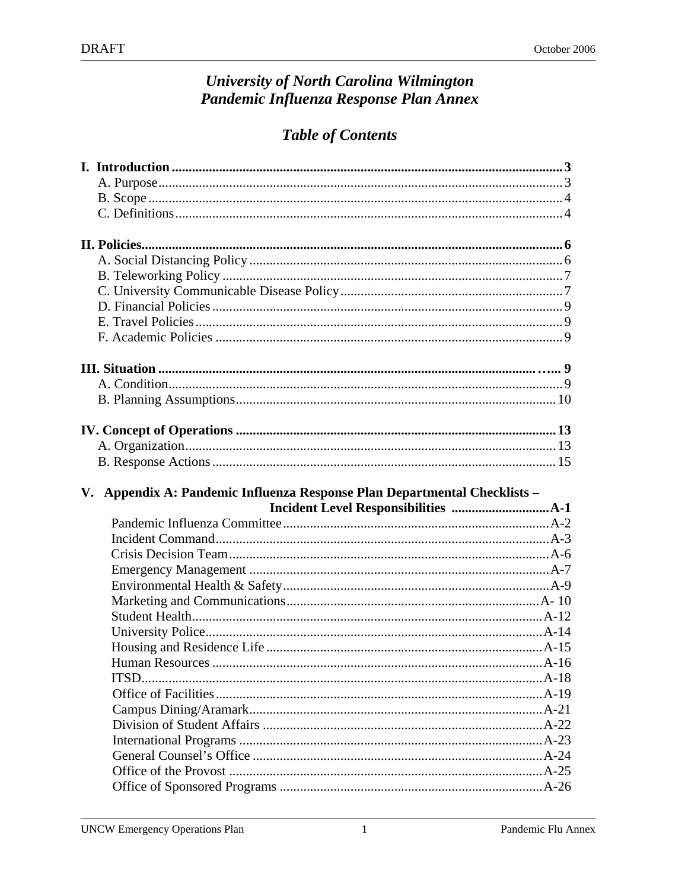# *University of North Carolina Wilmington*
# *Pandemic Influenza Response Plan Annex*

## *Table of Contents*

**I. Introduction** ..... **3**
- A. Purpose ..... 3
- B. Scope ..... 4
- C. Definitions ..... 4

**II. Policies** ..... **6**
- A. Social Distancing Policy ..... 6
- B. Teleworking Policy ..... 7
- C. University Communicable Disease Policy ..... 7
- D. Financial Policies ..... 9
- E. Travel Policies ..... 9
- F. Academic Policies ..... 9

**III. Situation** ..... **9**
- A. Condition ..... 9
- B. Planning Assumptions ..... 10

**IV. Concept of Operations** ..... **13**
- A. Organization ..... 13
- B. Response Actions ..... 15

**V. Appendix A: Pandemic Influenza Response Plan Departmental Checklists – Incident Level Responsibilities** ..... **A-1**
- Pandemic Influenza Committee ..... A-2
- Incident Command ..... A-3
- Crisis Decision Team ..... A-6
- Emergency Management ..... A-7
- Environmental Health & Safety ..... A-9
- Marketing and Communications ..... A- 10
- Student Health ..... A-12
- University Police ..... A-14
- Housing and Residence Life ..... A-15
- Human Resources ..... A-16
- ITSD ..... A-18
- Office of Facilities ..... A-19
- Campus Dining/Aramark ..... A-21
- Division of Student Affairs ..... A-22
- International Programs ..... A-23
- General Counsel's Office ..... A-24
- Office of the Provost ..... A-25
- Office of Sponsored Programs ..... A-26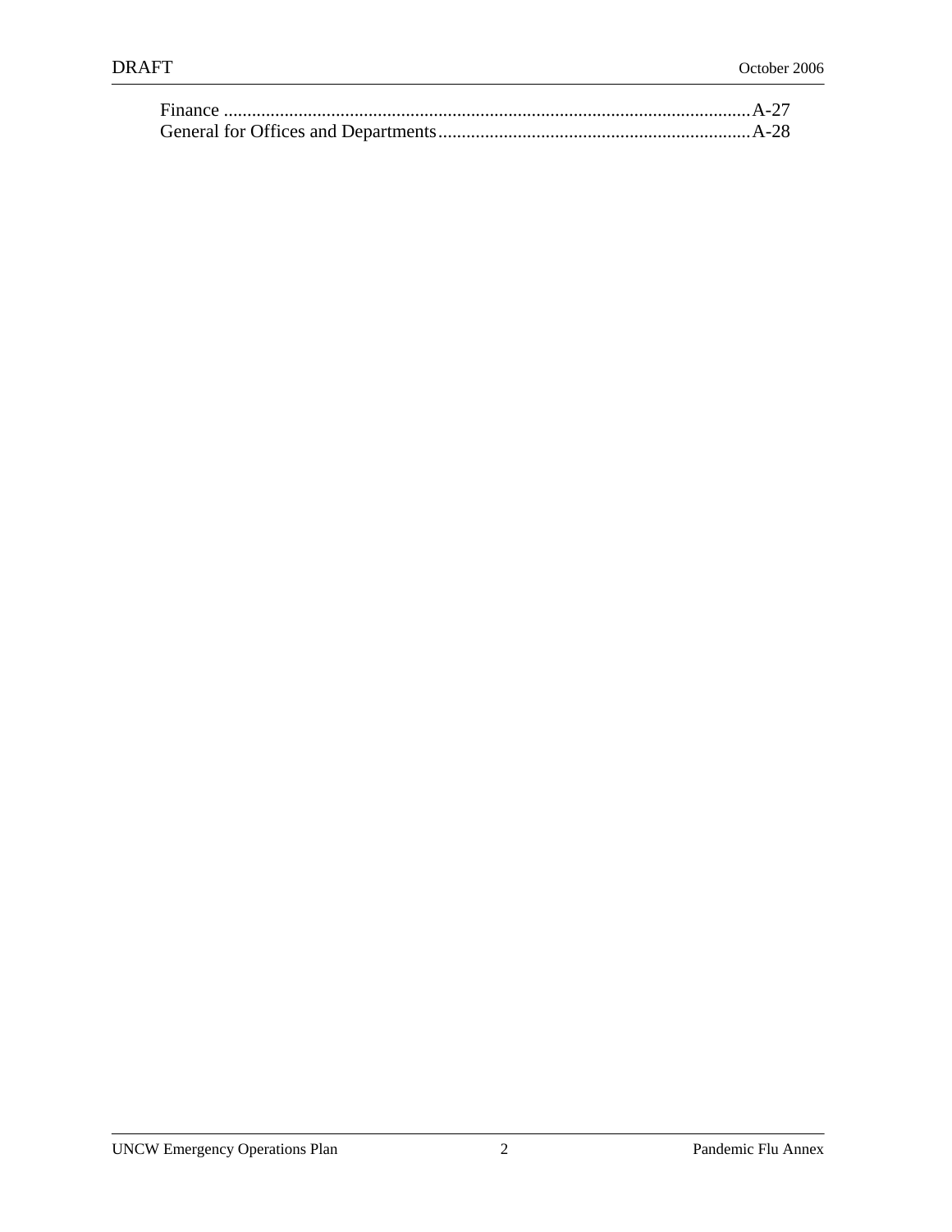Finance ...........................................................................................................A-27
General for Offices and Departments...................................................................A-28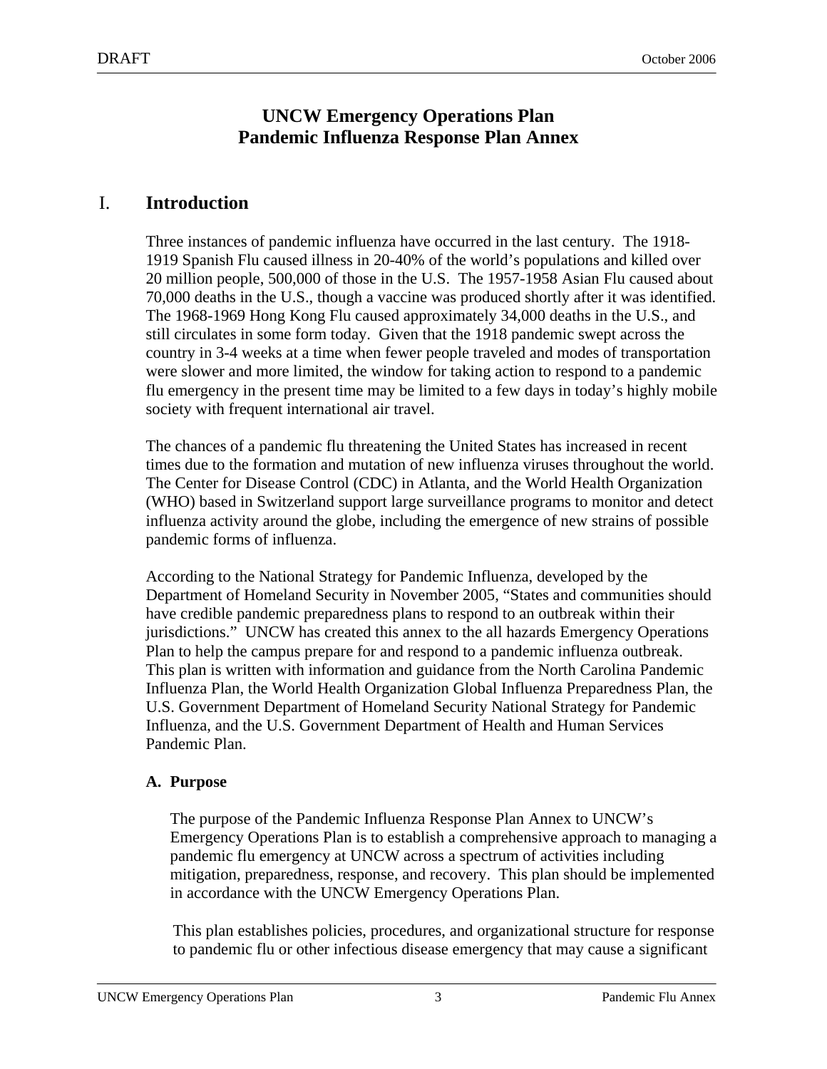# UNCW Emergency Operations Plan
# Pandemic Influenza Response Plan Annex

## I. Introduction

Three instances of pandemic influenza have occurred in the last century. The 1918-1919 Spanish Flu caused illness in 20-40% of the world's populations and killed over 20 million people, 500,000 of those in the U.S. The 1957-1958 Asian Flu caused about 70,000 deaths in the U.S., though a vaccine was produced shortly after it was identified. The 1968-1969 Hong Kong Flu caused approximately 34,000 deaths in the U.S., and still circulates in some form today. Given that the 1918 pandemic swept across the country in 3-4 weeks at a time when fewer people traveled and modes of transportation were slower and more limited, the window for taking action to respond to a pandemic flu emergency in the present time may be limited to a few days in today's highly mobile society with frequent international air travel.

The chances of a pandemic flu threatening the United States has increased in recent times due to the formation and mutation of new influenza viruses throughout the world. The Center for Disease Control (CDC) in Atlanta, and the World Health Organization (WHO) based in Switzerland support large surveillance programs to monitor and detect influenza activity around the globe, including the emergence of new strains of possible pandemic forms of influenza.

According to the National Strategy for Pandemic Influenza, developed by the Department of Homeland Security in November 2005, "States and communities should have credible pandemic preparedness plans to respond to an outbreak within their jurisdictions." UNCW has created this annex to the all hazards Emergency Operations Plan to help the campus prepare for and respond to a pandemic influenza outbreak. This plan is written with information and guidance from the North Carolina Pandemic Influenza Plan, the World Health Organization Global Influenza Preparedness Plan, the U.S. Government Department of Homeland Security National Strategy for Pandemic Influenza, and the U.S. Government Department of Health and Human Services Pandemic Plan.

### A. Purpose

The purpose of the Pandemic Influenza Response Plan Annex to UNCW's Emergency Operations Plan is to establish a comprehensive approach to managing a pandemic flu emergency at UNCW across a spectrum of activities including mitigation, preparedness, response, and recovery. This plan should be implemented in accordance with the UNCW Emergency Operations Plan.

This plan establishes policies, procedures, and organizational structure for response to pandemic flu or other infectious disease emergency that may cause a significant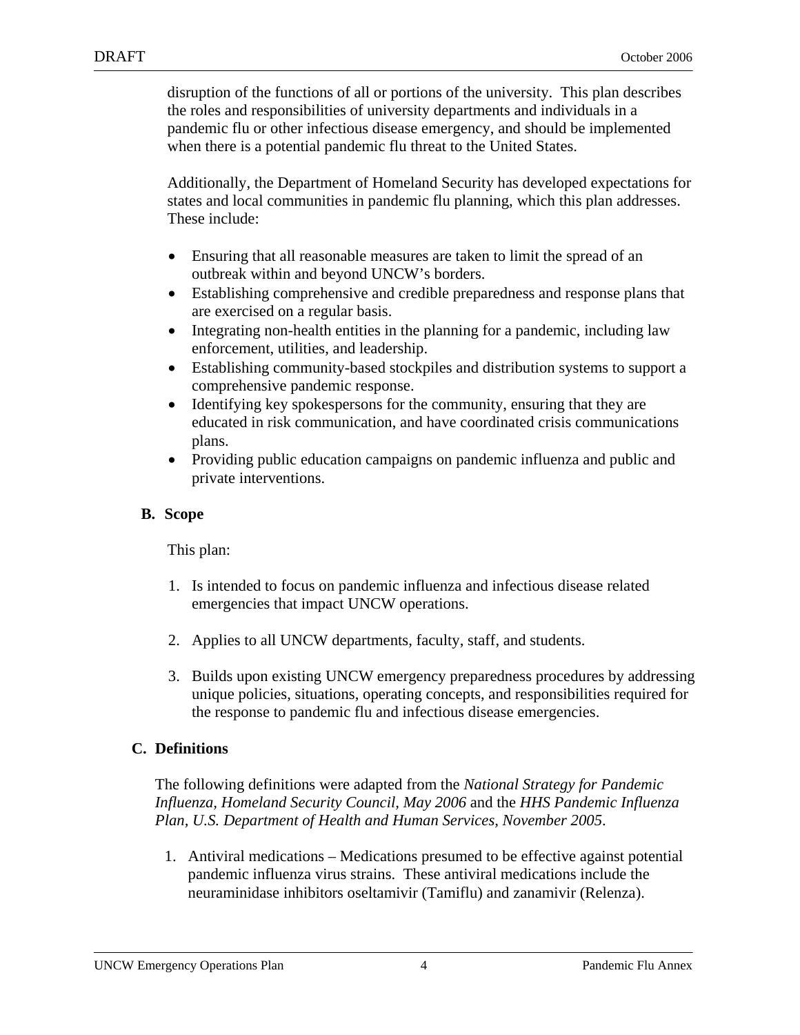disruption of the functions of all or portions of the university. This plan describes the roles and responsibilities of university departments and individuals in a pandemic flu or other infectious disease emergency, and should be implemented when there is a potential pandemic flu threat to the United States.

Additionally, the Department of Homeland Security has developed expectations for states and local communities in pandemic flu planning, which this plan addresses. These include:

- Ensuring that all reasonable measures are taken to limit the spread of an outbreak within and beyond UNCW's borders.
- Establishing comprehensive and credible preparedness and response plans that are exercised on a regular basis.
- Integrating non-health entities in the planning for a pandemic, including law enforcement, utilities, and leadership.
- Establishing community-based stockpiles and distribution systems to support a comprehensive pandemic response.
- Identifying key spokespersons for the community, ensuring that they are educated in risk communication, and have coordinated crisis communications plans.
- Providing public education campaigns on pandemic influenza and public and private interventions.

### B. Scope

This plan:

1. Is intended to focus on pandemic influenza and infectious disease related emergencies that impact UNCW operations.

2. Applies to all UNCW departments, faculty, staff, and students.

3. Builds upon existing UNCW emergency preparedness procedures by addressing unique policies, situations, operating concepts, and responsibilities required for the response to pandemic flu and infectious disease emergencies.

### C. Definitions

The following definitions were adapted from the *National Strategy for Pandemic Influenza, Homeland Security Council, May 2006* and the *HHS Pandemic Influenza Plan, U.S. Department of Health and Human Services, November 2005*.

1. Antiviral medications – Medications presumed to be effective against potential pandemic influenza virus strains. These antiviral medications include the neuraminidase inhibitors oseltamivir (Tamiflu) and zanamivir (Relenza).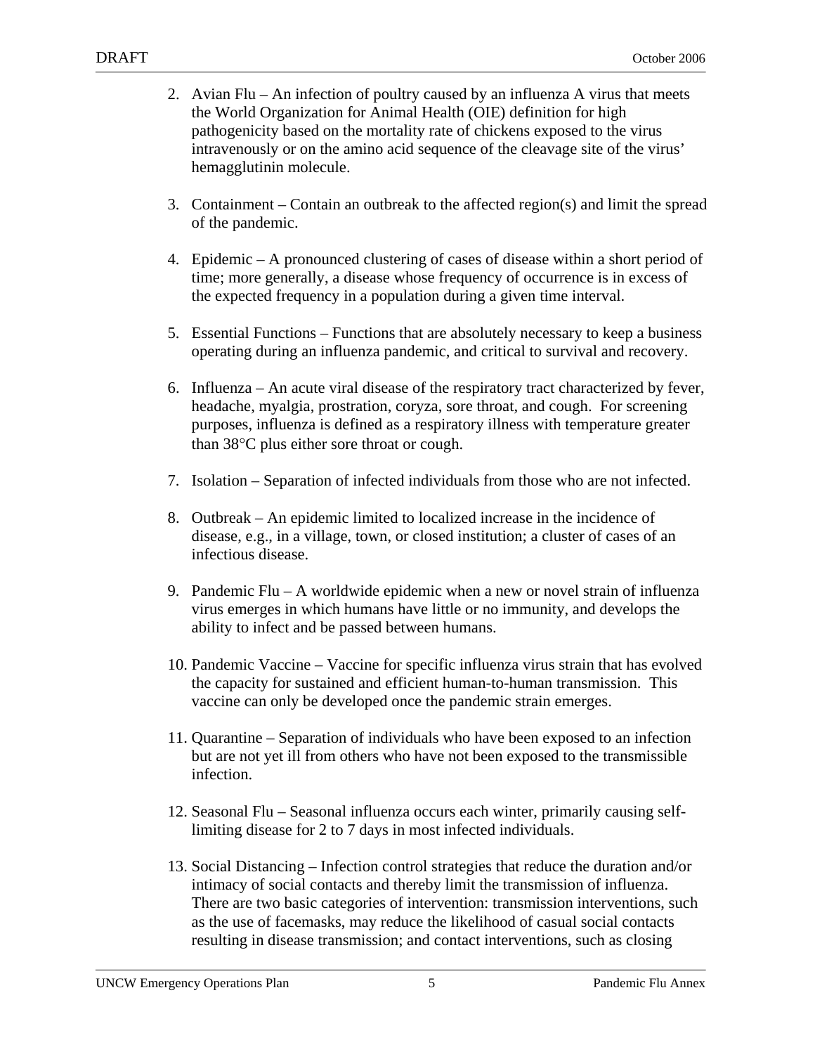2. Avian Flu – An infection of poultry caused by an influenza A virus that meets the World Organization for Animal Health (OIE) definition for high pathogenicity based on the mortality rate of chickens exposed to the virus intravenously or on the amino acid sequence of the cleavage site of the virus' hemagglutinin molecule.

3. Containment – Contain an outbreak to the affected region(s) and limit the spread of the pandemic.

4. Epidemic – A pronounced clustering of cases of disease within a short period of time; more generally, a disease whose frequency of occurrence is in excess of the expected frequency in a population during a given time interval.

5. Essential Functions – Functions that are absolutely necessary to keep a business operating during an influenza pandemic, and critical to survival and recovery.

6. Influenza – An acute viral disease of the respiratory tract characterized by fever, headache, myalgia, prostration, coryza, sore throat, and cough. For screening purposes, influenza is defined as a respiratory illness with temperature greater than 38°C plus either sore throat or cough.

7. Isolation – Separation of infected individuals from those who are not infected.

8. Outbreak – An epidemic limited to localized increase in the incidence of disease, e.g., in a village, town, or closed institution; a cluster of cases of an infectious disease.

9. Pandemic Flu – A worldwide epidemic when a new or novel strain of influenza virus emerges in which humans have little or no immunity, and develops the ability to infect and be passed between humans.

10. Pandemic Vaccine – Vaccine for specific influenza virus strain that has evolved the capacity for sustained and efficient human-to-human transmission. This vaccine can only be developed once the pandemic strain emerges.

11. Quarantine – Separation of individuals who have been exposed to an infection but are not yet ill from others who have not been exposed to the transmissible infection.

12. Seasonal Flu – Seasonal influenza occurs each winter, primarily causing self-limiting disease for 2 to 7 days in most infected individuals.

13. Social Distancing – Infection control strategies that reduce the duration and/or intimacy of social contacts and thereby limit the transmission of influenza. There are two basic categories of intervention: transmission interventions, such as the use of facemasks, may reduce the likelihood of casual social contacts resulting in disease transmission; and contact interventions, such as closing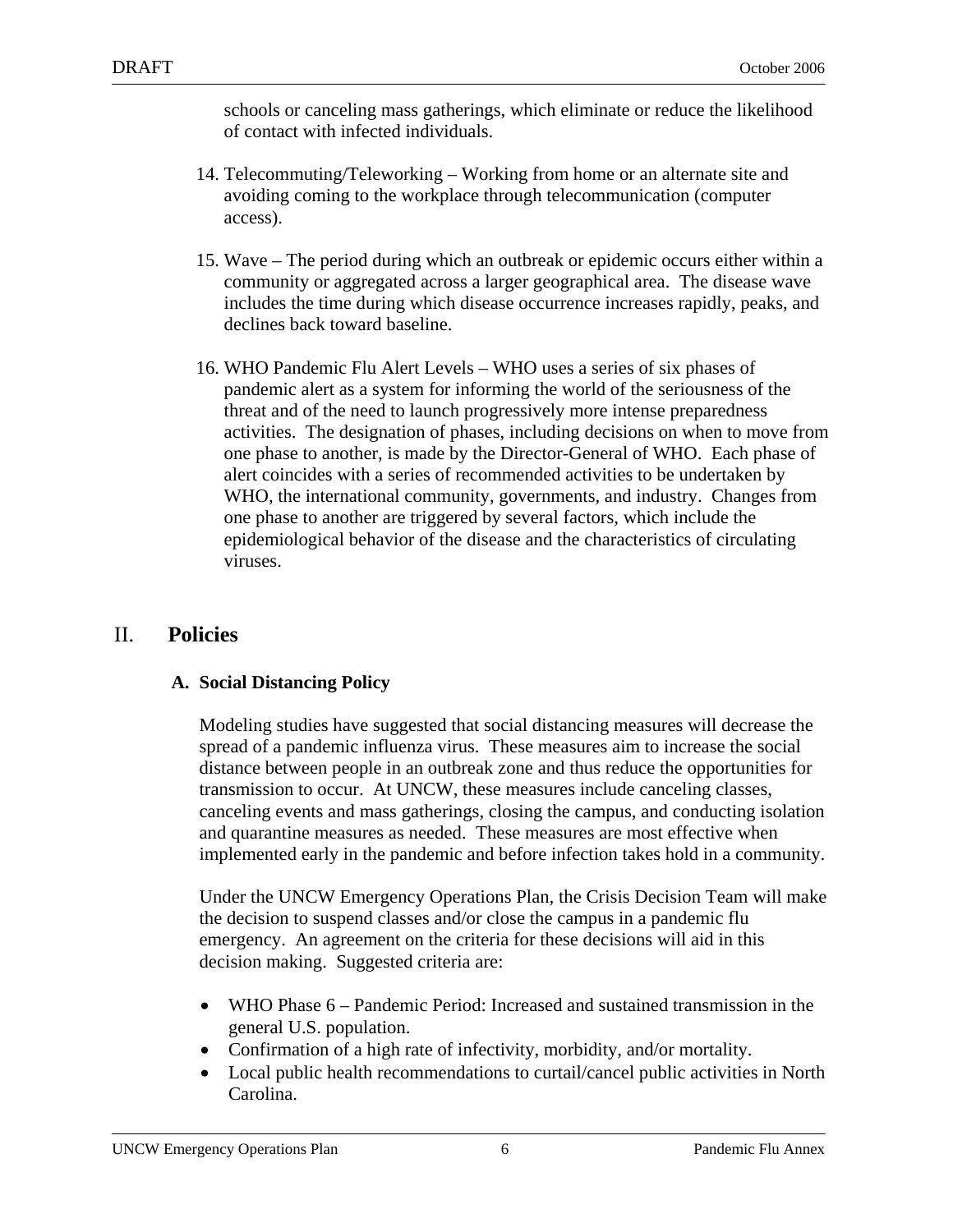schools or canceling mass gatherings, which eliminate or reduce the likelihood of contact with infected individuals.

14. Telecommuting/Teleworking – Working from home or an alternate site and avoiding coming to the workplace through telecommunication (computer access).

15. Wave – The period during which an outbreak or epidemic occurs either within a community or aggregated across a larger geographical area. The disease wave includes the time during which disease occurrence increases rapidly, peaks, and declines back toward baseline.

16. WHO Pandemic Flu Alert Levels – WHO uses a series of six phases of pandemic alert as a system for informing the world of the seriousness of the threat and of the need to launch progressively more intense preparedness activities. The designation of phases, including decisions on when to move from one phase to another, is made by the Director-General of WHO. Each phase of alert coincides with a series of recommended activities to be undertaken by WHO, the international community, governments, and industry. Changes from one phase to another are triggered by several factors, which include the epidemiological behavior of the disease and the characteristics of circulating viruses.

# II. Policies

## A. Social Distancing Policy

Modeling studies have suggested that social distancing measures will decrease the spread of a pandemic influenza virus. These measures aim to increase the social distance between people in an outbreak zone and thus reduce the opportunities for transmission to occur. At UNCW, these measures include canceling classes, canceling events and mass gatherings, closing the campus, and conducting isolation and quarantine measures as needed. These measures are most effective when implemented early in the pandemic and before infection takes hold in a community.

Under the UNCW Emergency Operations Plan, the Crisis Decision Team will make the decision to suspend classes and/or close the campus in a pandemic flu emergency. An agreement on the criteria for these decisions will aid in this decision making. Suggested criteria are:

- WHO Phase 6 – Pandemic Period: Increased and sustained transmission in the general U.S. population.
- Confirmation of a high rate of infectivity, morbidity, and/or mortality.
- Local public health recommendations to curtail/cancel public activities in North Carolina.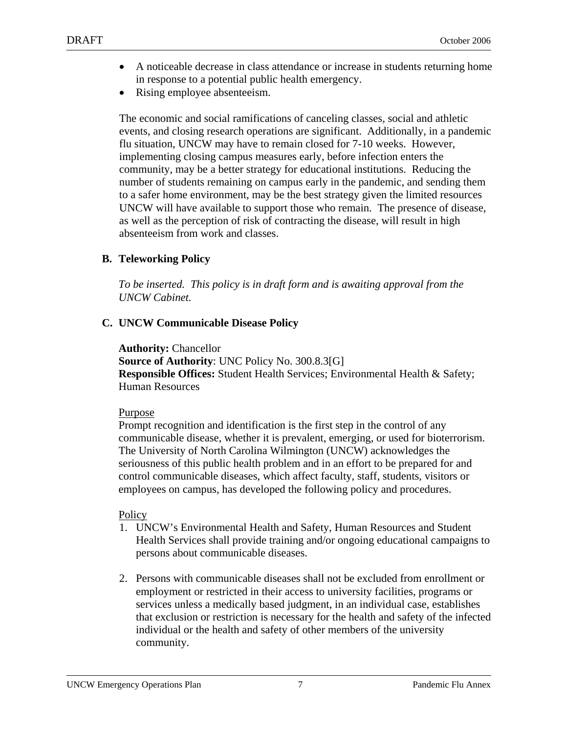- A noticeable decrease in class attendance or increase in students returning home in response to a potential public health emergency.
- Rising employee absenteeism.

The economic and social ramifications of canceling classes, social and athletic events, and closing research operations are significant. Additionally, in a pandemic flu situation, UNCW may have to remain closed for 7-10 weeks. However, implementing closing campus measures early, before infection enters the community, may be a better strategy for educational institutions. Reducing the number of students remaining on campus early in the pandemic, and sending them to a safer home environment, may be the best strategy given the limited resources UNCW will have available to support those who remain. The presence of disease, as well as the perception of risk of contracting the disease, will result in high absenteeism from work and classes.

### B. Teleworking Policy

*To be inserted. This policy is in draft form and is awaiting approval from the UNCW Cabinet.*

### C. UNCW Communicable Disease Policy

**Authority:** Chancellor
**Source of Authority**: UNC Policy No. 300.8.3[G]
**Responsible Offices:** Student Health Services; Environmental Health & Safety; Human Resources

Purpose

Prompt recognition and identification is the first step in the control of any communicable disease, whether it is prevalent, emerging, or used for bioterrorism. The University of North Carolina Wilmington (UNCW) acknowledges the seriousness of this public health problem and in an effort to be prepared for and control communicable diseases, which affect faculty, staff, students, visitors or employees on campus, has developed the following policy and procedures.

Policy

1. UNCW's Environmental Health and Safety, Human Resources and Student Health Services shall provide training and/or ongoing educational campaigns to persons about communicable diseases.

2. Persons with communicable diseases shall not be excluded from enrollment or employment or restricted in their access to university facilities, programs or services unless a medically based judgment, in an individual case, establishes that exclusion or restriction is necessary for the health and safety of the infected individual or the health and safety of other members of the university community.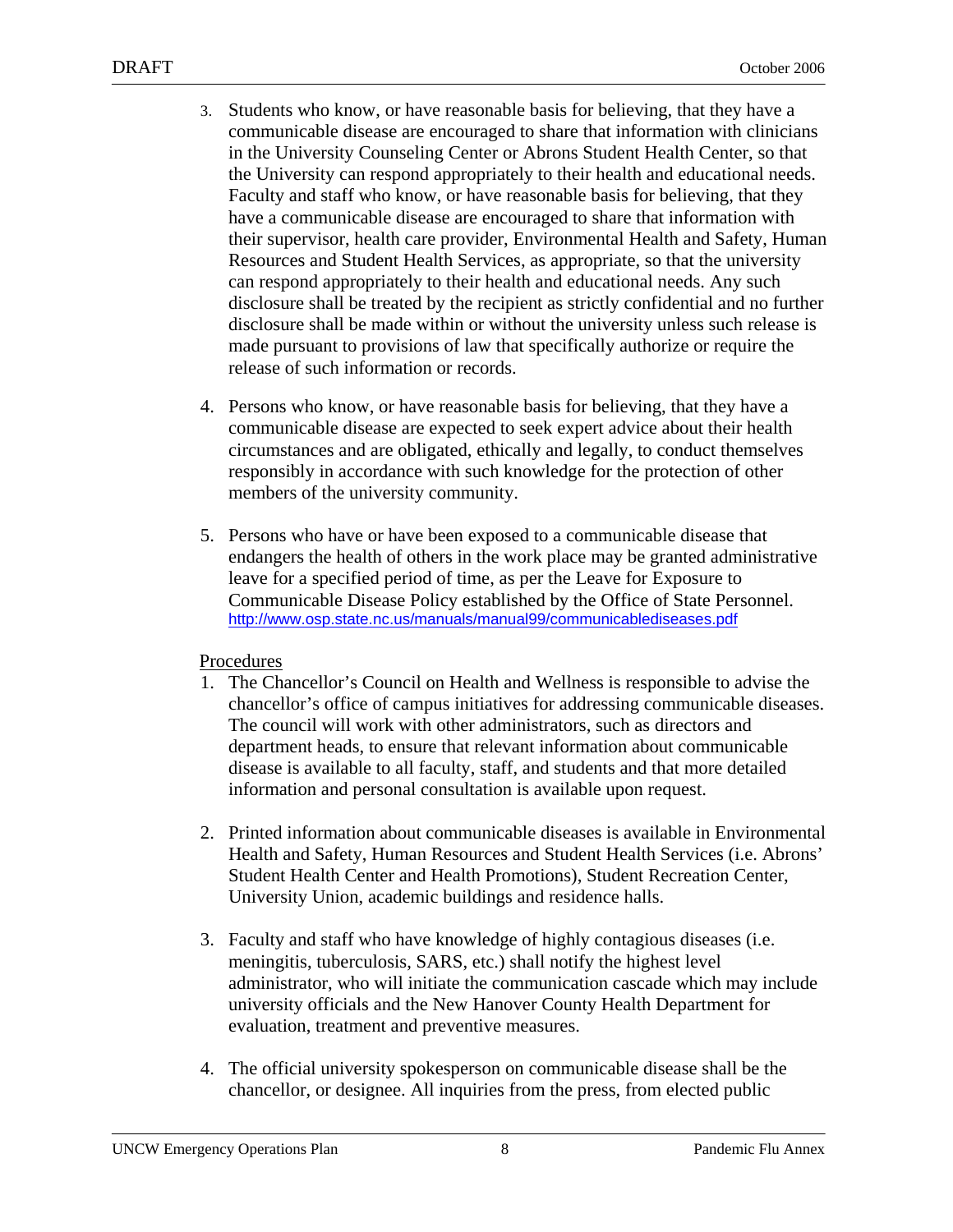3. Students who know, or have reasonable basis for believing, that they have a communicable disease are encouraged to share that information with clinicians in the University Counseling Center or Abrons Student Health Center, so that the University can respond appropriately to their health and educational needs. Faculty and staff who know, or have reasonable basis for believing, that they have a communicable disease are encouraged to share that information with their supervisor, health care provider, Environmental Health and Safety, Human Resources and Student Health Services, as appropriate, so that the university can respond appropriately to their health and educational needs. Any such disclosure shall be treated by the recipient as strictly confidential and no further disclosure shall be made within or without the university unless such release is made pursuant to provisions of law that specifically authorize or require the release of such information or records.

4. Persons who know, or have reasonable basis for believing, that they have a communicable disease are expected to seek expert advice about their health circumstances and are obligated, ethically and legally, to conduct themselves responsibly in accordance with such knowledge for the protection of other members of the university community.

5. Persons who have or have been exposed to a communicable disease that endangers the health of others in the work place may be granted administrative leave for a specified period of time, as per the Leave for Exposure to Communicable Disease Policy established by the Office of State Personnel. http://www.osp.state.nc.us/manuals/manual99/communicablediseases.pdf

<u>Procedures</u>

1. The Chancellor's Council on Health and Wellness is responsible to advise the chancellor's office of campus initiatives for addressing communicable diseases. The council will work with other administrators, such as directors and department heads, to ensure that relevant information about communicable disease is available to all faculty, staff, and students and that more detailed information and personal consultation is available upon request.

2. Printed information about communicable diseases is available in Environmental Health and Safety, Human Resources and Student Health Services (i.e. Abrons' Student Health Center and Health Promotions), Student Recreation Center, University Union, academic buildings and residence halls.

3. Faculty and staff who have knowledge of highly contagious diseases (i.e. meningitis, tuberculosis, SARS, etc.) shall notify the highest level administrator, who will initiate the communication cascade which may include university officials and the New Hanover County Health Department for evaluation, treatment and preventive measures.

4. The official university spokesperson on communicable disease shall be the chancellor, or designee. All inquiries from the press, from elected public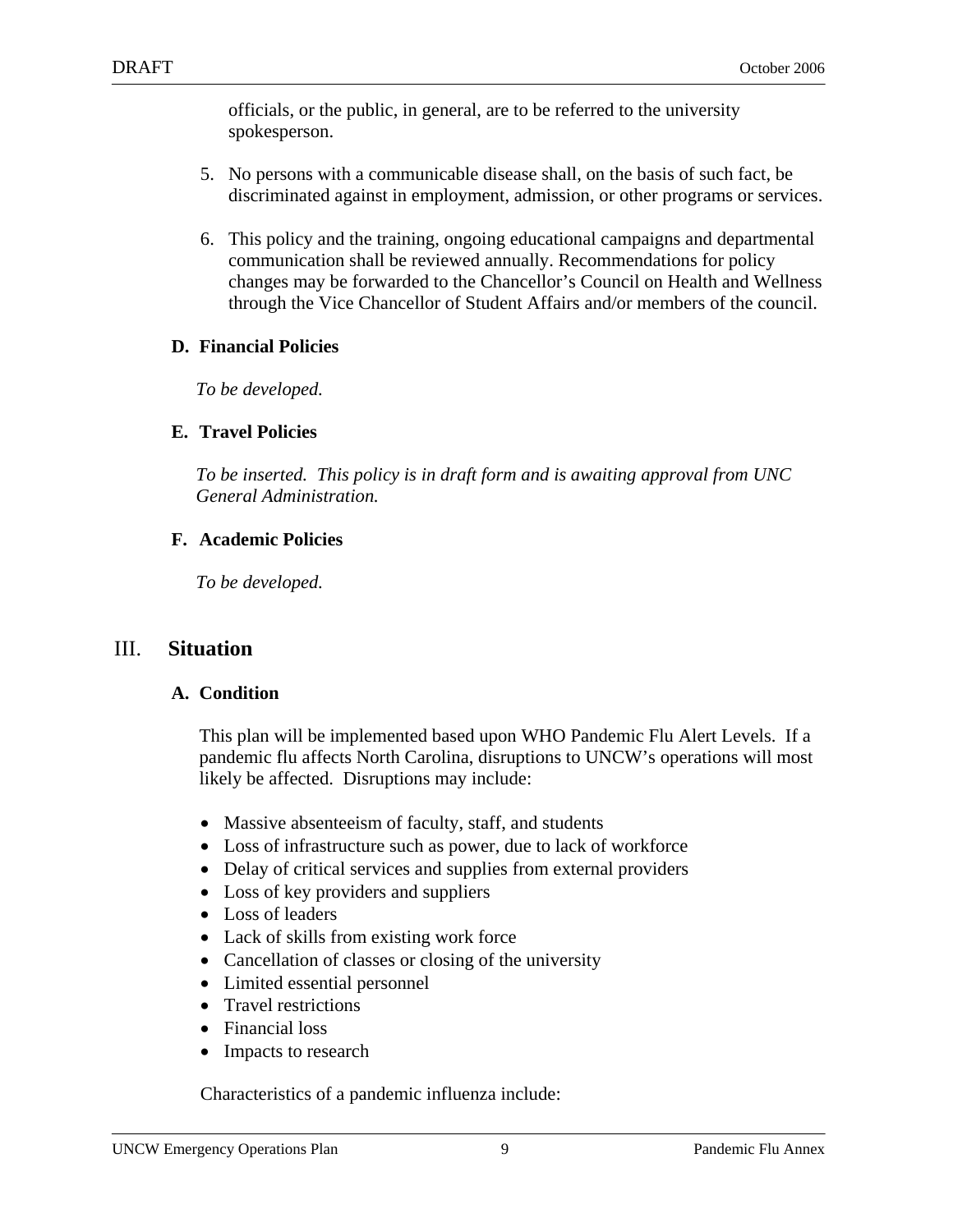officials, or the public, in general, are to be referred to the university spokesperson.

5. No persons with a communicable disease shall, on the basis of such fact, be discriminated against in employment, admission, or other programs or services.

6. This policy and the training, ongoing educational campaigns and departmental communication shall be reviewed annually. Recommendations for policy changes may be forwarded to the Chancellor's Council on Health and Wellness through the Vice Chancellor of Student Affairs and/or members of the council.

### D. Financial Policies

*To be developed.*

### E. Travel Policies

*To be inserted. This policy is in draft form and is awaiting approval from UNC General Administration.*

### F. Academic Policies

*To be developed.*

## III. Situation

### A. Condition

This plan will be implemented based upon WHO Pandemic Flu Alert Levels. If a pandemic flu affects North Carolina, disruptions to UNCW's operations will most likely be affected. Disruptions may include:

- Massive absenteeism of faculty, staff, and students
- Loss of infrastructure such as power, due to lack of workforce
- Delay of critical services and supplies from external providers
- Loss of key providers and suppliers
- Loss of leaders
- Lack of skills from existing work force
- Cancellation of classes or closing of the university
- Limited essential personnel
- Travel restrictions
- Financial loss
- Impacts to research

Characteristics of a pandemic influenza include: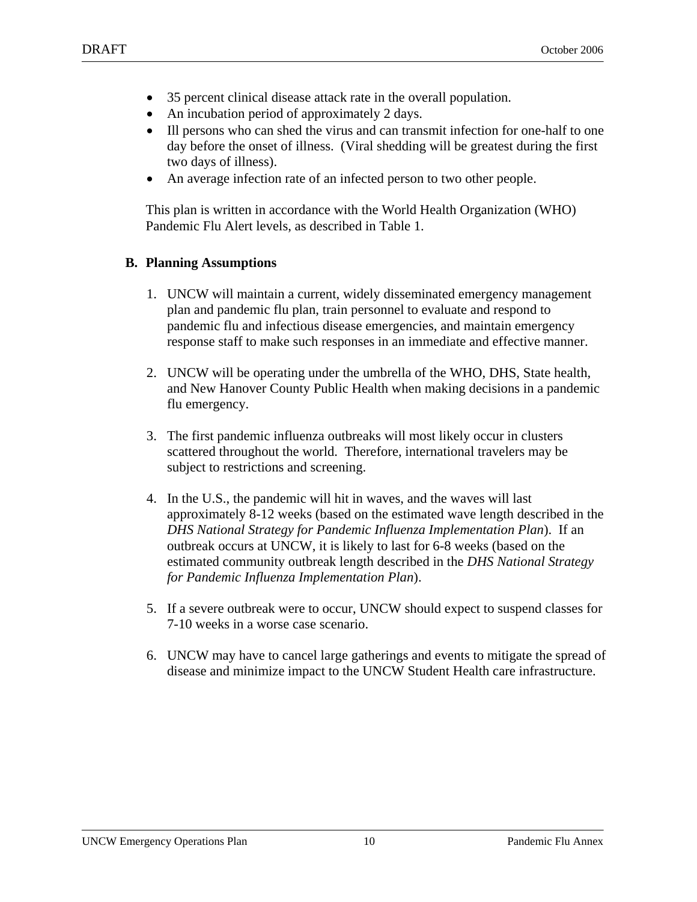- 35 percent clinical disease attack rate in the overall population.
- An incubation period of approximately 2 days.
- Ill persons who can shed the virus and can transmit infection for one-half to one day before the onset of illness. (Viral shedding will be greatest during the first two days of illness).
- An average infection rate of an infected person to two other people.

This plan is written in accordance with the World Health Organization (WHO) Pandemic Flu Alert levels, as described in Table 1.

### B. Planning Assumptions

1. UNCW will maintain a current, widely disseminated emergency management plan and pandemic flu plan, train personnel to evaluate and respond to pandemic flu and infectious disease emergencies, and maintain emergency response staff to make such responses in an immediate and effective manner.

2. UNCW will be operating under the umbrella of the WHO, DHS, State health, and New Hanover County Public Health when making decisions in a pandemic flu emergency.

3. The first pandemic influenza outbreaks will most likely occur in clusters scattered throughout the world. Therefore, international travelers may be subject to restrictions and screening.

4. In the U.S., the pandemic will hit in waves, and the waves will last approximately 8-12 weeks (based on the estimated wave length described in the *DHS National Strategy for Pandemic Influenza Implementation Plan*). If an outbreak occurs at UNCW, it is likely to last for 6-8 weeks (based on the estimated community outbreak length described in the *DHS National Strategy for Pandemic Influenza Implementation Plan*).

5. If a severe outbreak were to occur, UNCW should expect to suspend classes for 7-10 weeks in a worse case scenario.

6. UNCW may have to cancel large gatherings and events to mitigate the spread of disease and minimize impact to the UNCW Student Health care infrastructure.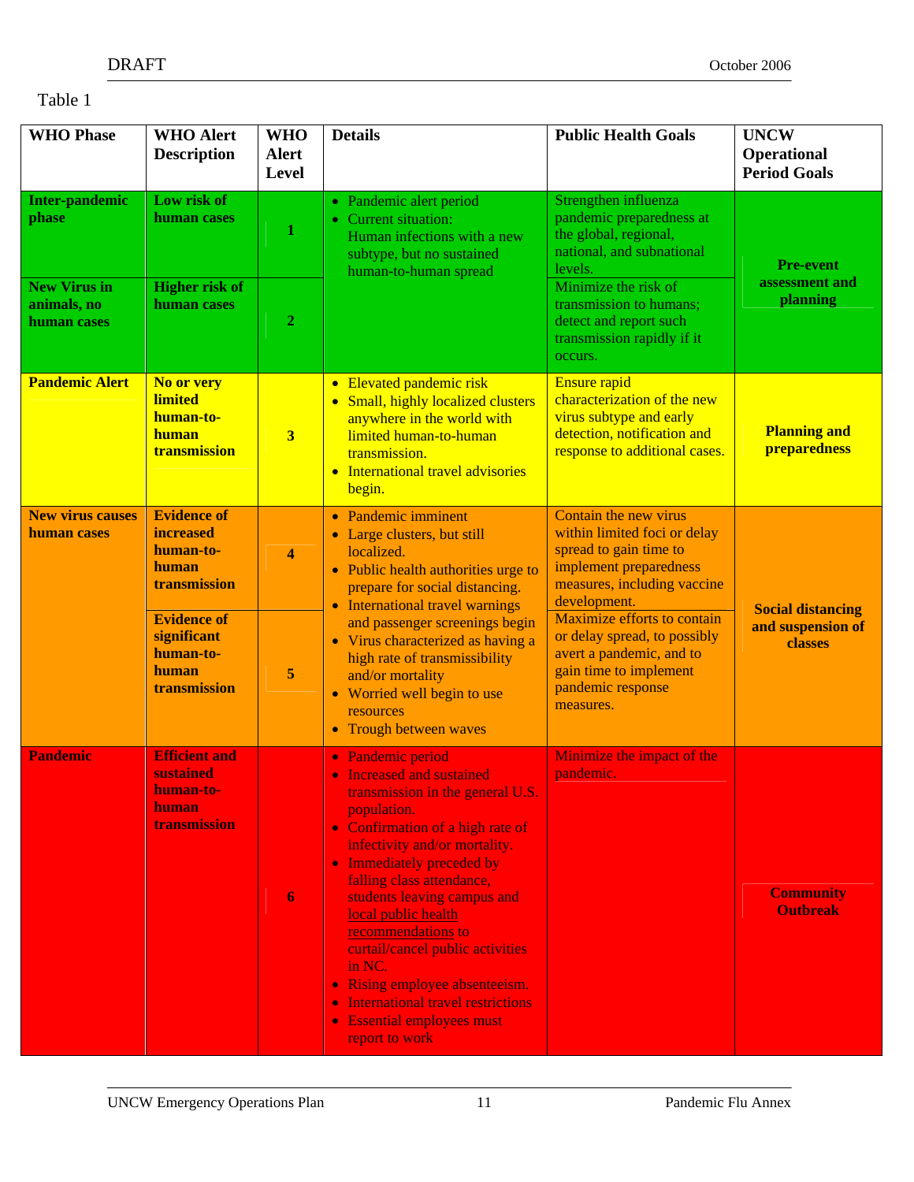Table 1

| WHO Phase | WHO Alert Description | WHO Alert Level | Details | Public Health Goals | UNCW Operational Period Goals |
|---|---|---|---|---|---|
| **Inter-pandemic phase** | **Low risk of human cases** | **1** | • Pandemic alert period<br>• Current situation: Human infections with a new subtype, but no sustained human-to-human spread | Strengthen influenza pandemic preparedness at the global, regional, national, and subnational levels. | **Pre-event assessment and planning** |
| **New Virus in animals, no human cases** | **Higher risk of human cases** | **2** | | Minimize the risk of transmission to humans; detect and report such transmission rapidly if it occurs. | |
| **Pandemic Alert** | **No or very limited human-to-human transmission** | **3** | • Elevated pandemic risk<br>• Small, highly localized clusters anywhere in the world with limited human-to-human transmission.<br>• International travel advisories begin. | Ensure rapid characterization of the new virus subtype and early detection, notification and response to additional cases. | **Planning and preparedness** |
| **New virus causes human cases** | **Evidence of increased human-to-human transmission** | **4** | • Pandemic imminent<br>• Large clusters, but still localized.<br>• Public health authorities urge to prepare for social distancing.<br>• International travel warnings and passenger screenings begin<br>• Virus characterized as having a high rate of transmissibility and/or mortality<br>• Worried well begin to use resources<br>• Trough between waves | Contain the new virus within limited foci or delay spread to gain time to implement preparedness measures, including vaccine development. | **Social distancing and suspension of classes** |
| | **Evidence of significant human-to-human transmission** | **5** | | Maximize efforts to contain or delay spread, to possibly avert a pandemic, and to gain time to implement pandemic response measures. | |
| **Pandemic** | **Efficient and sustained human-to-human transmission** | **6** | • Pandemic period<br>• Increased and sustained transmission in the general U.S. population.<br>• Confirmation of a high rate of infectivity and/or mortality.<br>• Immediately preceded by falling class attendance, students leaving campus and local public health recommendations to curtail/cancel public activities in NC.<br>• Rising employee absenteeism.<br>• International travel restrictions<br>• Essential employees must report to work | Minimize the impact of the pandemic. | **Community Outbreak** |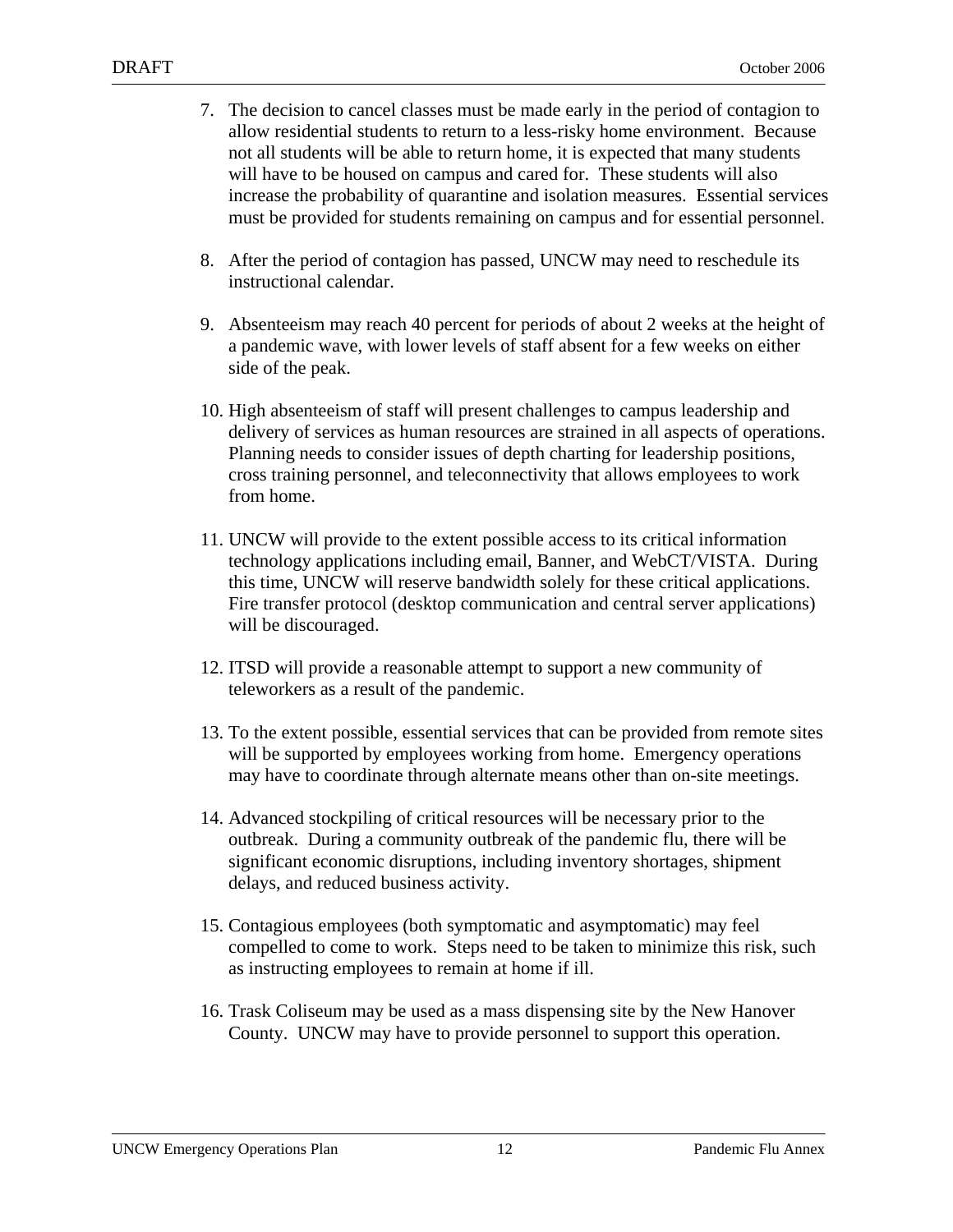7. The decision to cancel classes must be made early in the period of contagion to allow residential students to return to a less-risky home environment. Because not all students will be able to return home, it is expected that many students will have to be housed on campus and cared for. These students will also increase the probability of quarantine and isolation measures. Essential services must be provided for students remaining on campus and for essential personnel.

8. After the period of contagion has passed, UNCW may need to reschedule its instructional calendar.

9. Absenteeism may reach 40 percent for periods of about 2 weeks at the height of a pandemic wave, with lower levels of staff absent for a few weeks on either side of the peak.

10. High absenteeism of staff will present challenges to campus leadership and delivery of services as human resources are strained in all aspects of operations. Planning needs to consider issues of depth charting for leadership positions, cross training personnel, and teleconnectivity that allows employees to work from home.

11. UNCW will provide to the extent possible access to its critical information technology applications including email, Banner, and WebCT/VISTA. During this time, UNCW will reserve bandwidth solely for these critical applications. Fire transfer protocol (desktop communication and central server applications) will be discouraged.

12. ITSD will provide a reasonable attempt to support a new community of teleworkers as a result of the pandemic.

13. To the extent possible, essential services that can be provided from remote sites will be supported by employees working from home. Emergency operations may have to coordinate through alternate means other than on-site meetings.

14. Advanced stockpiling of critical resources will be necessary prior to the outbreak. During a community outbreak of the pandemic flu, there will be significant economic disruptions, including inventory shortages, shipment delays, and reduced business activity.

15. Contagious employees (both symptomatic and asymptomatic) may feel compelled to come to work. Steps need to be taken to minimize this risk, such as instructing employees to remain at home if ill.

16. Trask Coliseum may be used as a mass dispensing site by the New Hanover County. UNCW may have to provide personnel to support this operation.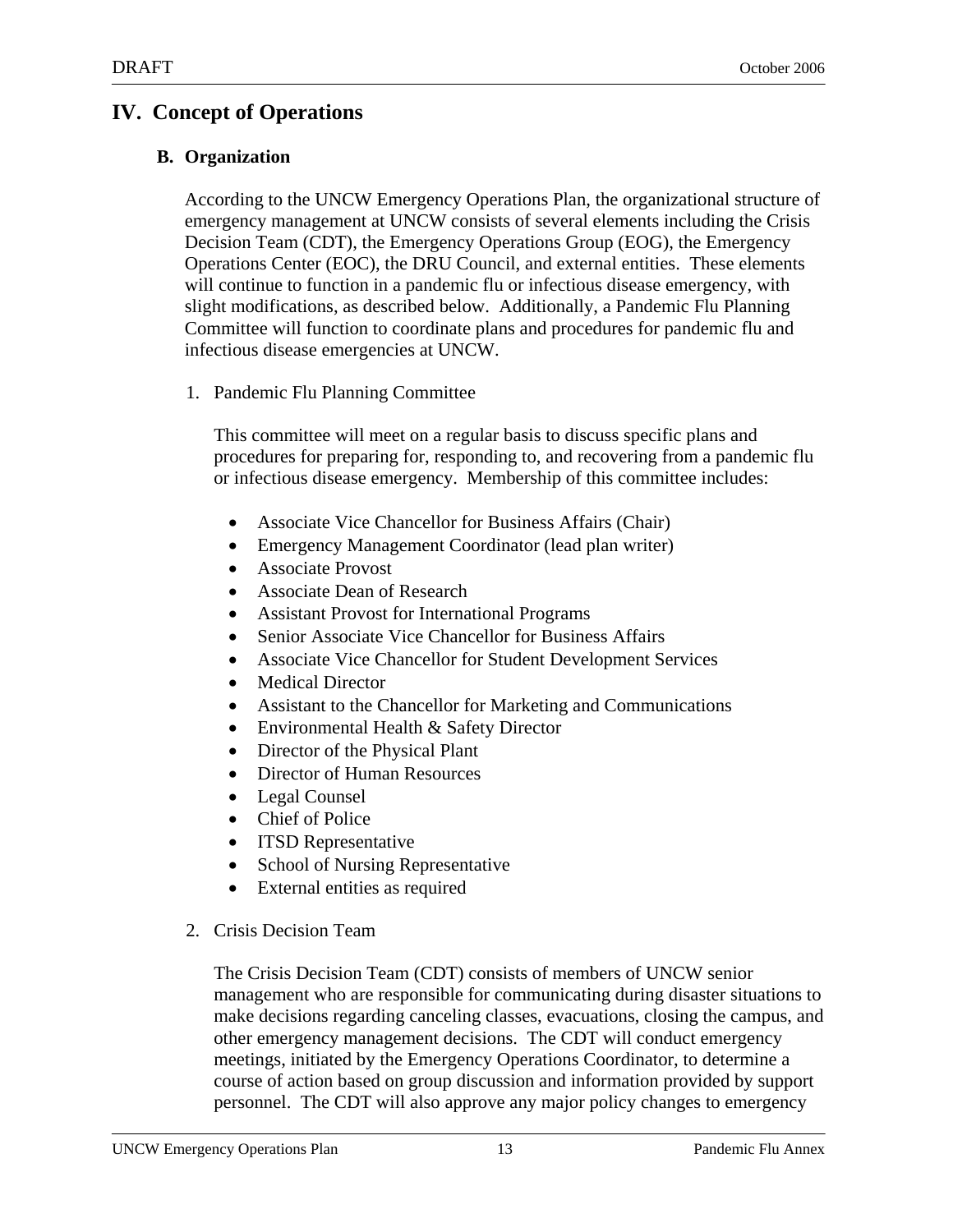## IV. Concept of Operations

### B. Organization

According to the UNCW Emergency Operations Plan, the organizational structure of emergency management at UNCW consists of several elements including the Crisis Decision Team (CDT), the Emergency Operations Group (EOG), the Emergency Operations Center (EOC), the DRU Council, and external entities. These elements will continue to function in a pandemic flu or infectious disease emergency, with slight modifications, as described below. Additionally, a Pandemic Flu Planning Committee will function to coordinate plans and procedures for pandemic flu and infectious disease emergencies at UNCW.

1. Pandemic Flu Planning Committee

   This committee will meet on a regular basis to discuss specific plans and procedures for preparing for, responding to, and recovering from a pandemic flu or infectious disease emergency. Membership of this committee includes:

   - Associate Vice Chancellor for Business Affairs (Chair)
   - Emergency Management Coordinator (lead plan writer)
   - Associate Provost
   - Associate Dean of Research
   - Assistant Provost for International Programs
   - Senior Associate Vice Chancellor for Business Affairs
   - Associate Vice Chancellor for Student Development Services
   - Medical Director
   - Assistant to the Chancellor for Marketing and Communications
   - Environmental Health & Safety Director
   - Director of the Physical Plant
   - Director of Human Resources
   - Legal Counsel
   - Chief of Police
   - ITSD Representative
   - School of Nursing Representative
   - External entities as required

2. Crisis Decision Team

   The Crisis Decision Team (CDT) consists of members of UNCW senior management who are responsible for communicating during disaster situations to make decisions regarding canceling classes, evacuations, closing the campus, and other emergency management decisions. The CDT will conduct emergency meetings, initiated by the Emergency Operations Coordinator, to determine a course of action based on group discussion and information provided by support personnel. The CDT will also approve any major policy changes to emergency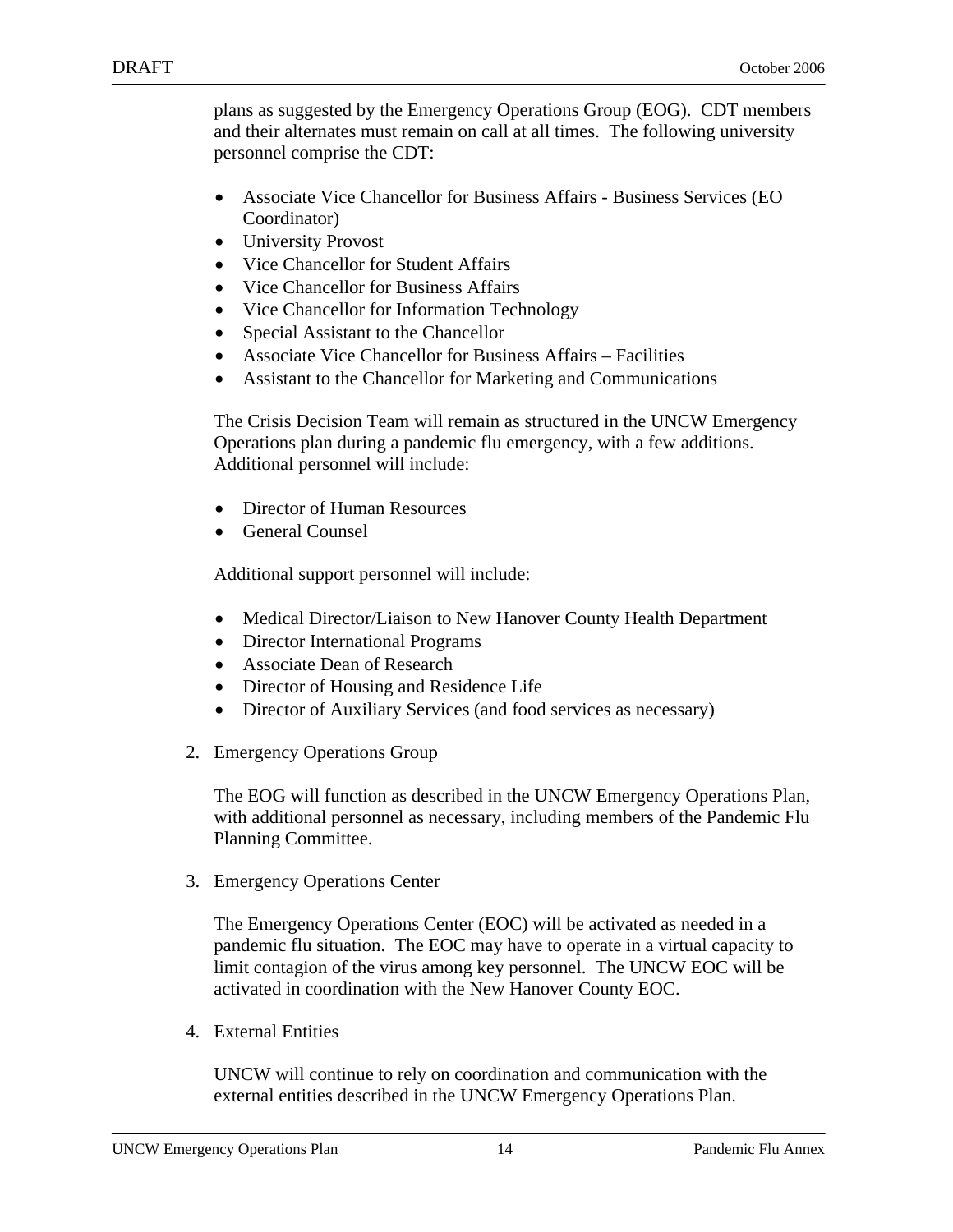plans as suggested by the Emergency Operations Group (EOG). CDT members and their alternates must remain on call at all times. The following university personnel comprise the CDT:

- Associate Vice Chancellor for Business Affairs - Business Services (EO Coordinator)
- University Provost
- Vice Chancellor for Student Affairs
- Vice Chancellor for Business Affairs
- Vice Chancellor for Information Technology
- Special Assistant to the Chancellor
- Associate Vice Chancellor for Business Affairs – Facilities
- Assistant to the Chancellor for Marketing and Communications

The Crisis Decision Team will remain as structured in the UNCW Emergency Operations plan during a pandemic flu emergency, with a few additions. Additional personnel will include:

- Director of Human Resources
- General Counsel

Additional support personnel will include:

- Medical Director/Liaison to New Hanover County Health Department
- Director International Programs
- Associate Dean of Research
- Director of Housing and Residence Life
- Director of Auxiliary Services (and food services as necessary)

2. Emergency Operations Group

   The EOG will function as described in the UNCW Emergency Operations Plan, with additional personnel as necessary, including members of the Pandemic Flu Planning Committee.

3. Emergency Operations Center

   The Emergency Operations Center (EOC) will be activated as needed in a pandemic flu situation. The EOC may have to operate in a virtual capacity to limit contagion of the virus among key personnel. The UNCW EOC will be activated in coordination with the New Hanover County EOC.

4. External Entities

   UNCW will continue to rely on coordination and communication with the external entities described in the UNCW Emergency Operations Plan.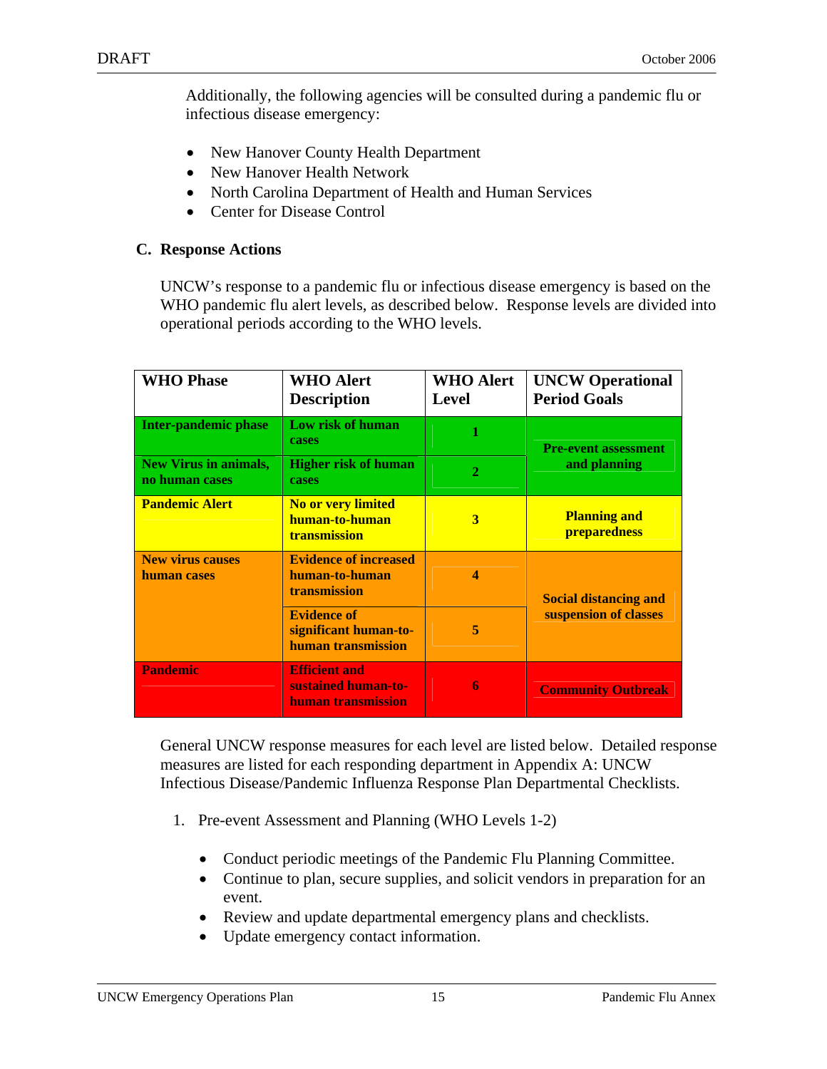Additionally, the following agencies will be consulted during a pandemic flu or infectious disease emergency:

- New Hanover County Health Department
- New Hanover Health Network
- North Carolina Department of Health and Human Services
- Center for Disease Control

### C. Response Actions

UNCW's response to a pandemic flu or infectious disease emergency is based on the WHO pandemic flu alert levels, as described below. Response levels are divided into operational periods according to the WHO levels.

| WHO Phase | WHO Alert Description | WHO Alert Level | UNCW Operational Period Goals |
|---|---|---|---|
| Inter-pandemic phase | Low risk of human cases | 1 | Pre-event assessment and planning |
| New Virus in animals, no human cases | Higher risk of human cases | 2 | |
| Pandemic Alert | No or very limited human-to-human transmission | 3 | Planning and preparedness |
| New virus causes human cases | Evidence of increased human-to-human transmission | 4 | Social distancing and suspension of classes |
| | Evidence of significant human-to-human transmission | 5 | |
| Pandemic | Efficient and sustained human-to-human transmission | 6 | Community Outbreak |

General UNCW response measures for each level are listed below. Detailed response measures are listed for each responding department in Appendix A: UNCW Infectious Disease/Pandemic Influenza Response Plan Departmental Checklists.

1. Pre-event Assessment and Planning (WHO Levels 1-2)

   - Conduct periodic meetings of the Pandemic Flu Planning Committee.
   - Continue to plan, secure supplies, and solicit vendors in preparation for an event.
   - Review and update departmental emergency plans and checklists.
   - Update emergency contact information.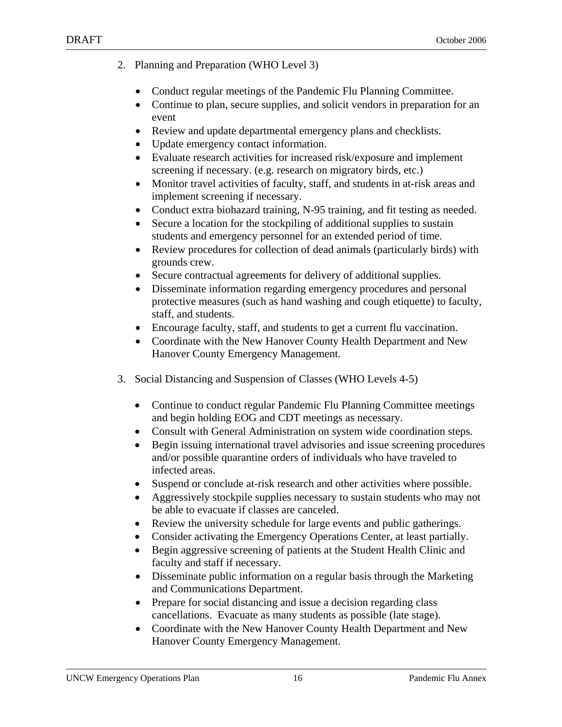2. Planning and Preparation (WHO Level 3)

    - Conduct regular meetings of the Pandemic Flu Planning Committee.
    - Continue to plan, secure supplies, and solicit vendors in preparation for an event
    - Review and update departmental emergency plans and checklists.
    - Update emergency contact information.
    - Evaluate research activities for increased risk/exposure and implement screening if necessary. (e.g. research on migratory birds, etc.)
    - Monitor travel activities of faculty, staff, and students in at-risk areas and implement screening if necessary.
    - Conduct extra biohazard training, N-95 training, and fit testing as needed.
    - Secure a location for the stockpiling of additional supplies to sustain students and emergency personnel for an extended period of time.
    - Review procedures for collection of dead animals (particularly birds) with grounds crew.
    - Secure contractual agreements for delivery of additional supplies.
    - Disseminate information regarding emergency procedures and personal protective measures (such as hand washing and cough etiquette) to faculty, staff, and students.
    - Encourage faculty, staff, and students to get a current flu vaccination.
    - Coordinate with the New Hanover County Health Department and New Hanover County Emergency Management.

3. Social Distancing and Suspension of Classes (WHO Levels 4-5)

    - Continue to conduct regular Pandemic Flu Planning Committee meetings and begin holding EOG and CDT meetings as necessary.
    - Consult with General Administration on system wide coordination steps.
    - Begin issuing international travel advisories and issue screening procedures and/or possible quarantine orders of individuals who have traveled to infected areas.
    - Suspend or conclude at-risk research and other activities where possible.
    - Aggressively stockpile supplies necessary to sustain students who may not be able to evacuate if classes are canceled.
    - Review the university schedule for large events and public gatherings.
    - Consider activating the Emergency Operations Center, at least partially.
    - Begin aggressive screening of patients at the Student Health Clinic and faculty and staff if necessary.
    - Disseminate public information on a regular basis through the Marketing and Communications Department.
    - Prepare for social distancing and issue a decision regarding class cancellations. Evacuate as many students as possible (late stage).
    - Coordinate with the New Hanover County Health Department and New Hanover County Emergency Management.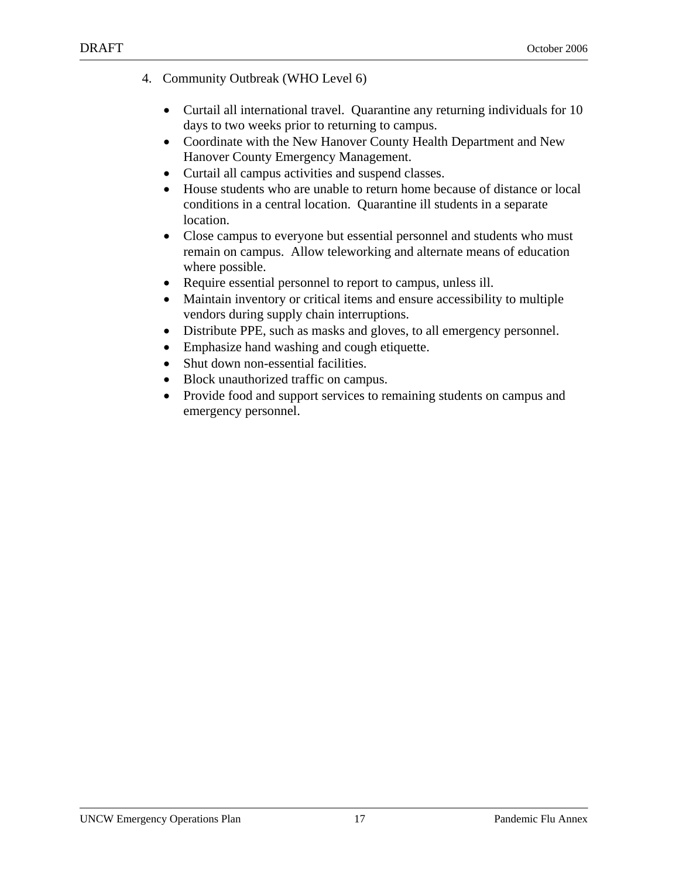4. Community Outbreak (WHO Level 6)

    - Curtail all international travel. Quarantine any returning individuals for 10 days to two weeks prior to returning to campus.
    - Coordinate with the New Hanover County Health Department and New Hanover County Emergency Management.
    - Curtail all campus activities and suspend classes.
    - House students who are unable to return home because of distance or local conditions in a central location. Quarantine ill students in a separate location.
    - Close campus to everyone but essential personnel and students who must remain on campus. Allow teleworking and alternate means of education where possible.
    - Require essential personnel to report to campus, unless ill.
    - Maintain inventory or critical items and ensure accessibility to multiple vendors during supply chain interruptions.
    - Distribute PPE, such as masks and gloves, to all emergency personnel.
    - Emphasize hand washing and cough etiquette.
    - Shut down non-essential facilities.
    - Block unauthorized traffic on campus.
    - Provide food and support services to remaining students on campus and emergency personnel.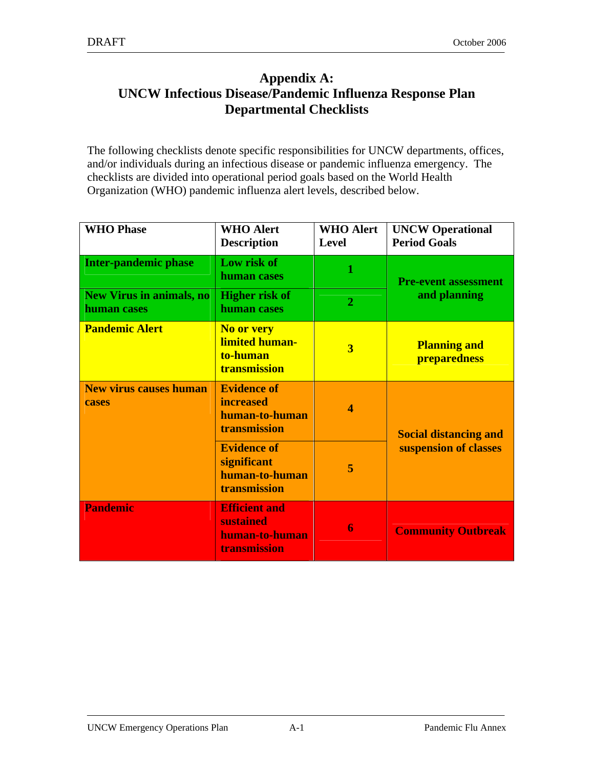# Appendix A: UNCW Infectious Disease/Pandemic Influenza Response Plan Departmental Checklists

The following checklists denote specific responsibilities for UNCW departments, offices, and/or individuals during an infectious disease or pandemic influenza emergency. The checklists are divided into operational period goals based on the World Health Organization (WHO) pandemic influenza alert levels, described below.

| WHO Phase | WHO Alert Description | WHO Alert Level | UNCW Operational Period Goals |
|---|---|---|---|
| **Inter-pandemic phase** | **Low risk of human cases** | **1** | **Pre-event assessment and planning** |
| **New Virus in animals, no human cases** | **Higher risk of human cases** | **2** | |
| **Pandemic Alert** | **No or very limited human-to-human transmission** | **3** | **Planning and preparedness** |
| **New virus causes human cases** | **Evidence of increased human-to-human transmission** | **4** | **Social distancing and suspension of classes** |
| | **Evidence of significant human-to-human transmission** | **5** | |
| **Pandemic** | **Efficient and sustained human-to-human transmission** | **6** | **Community Outbreak** |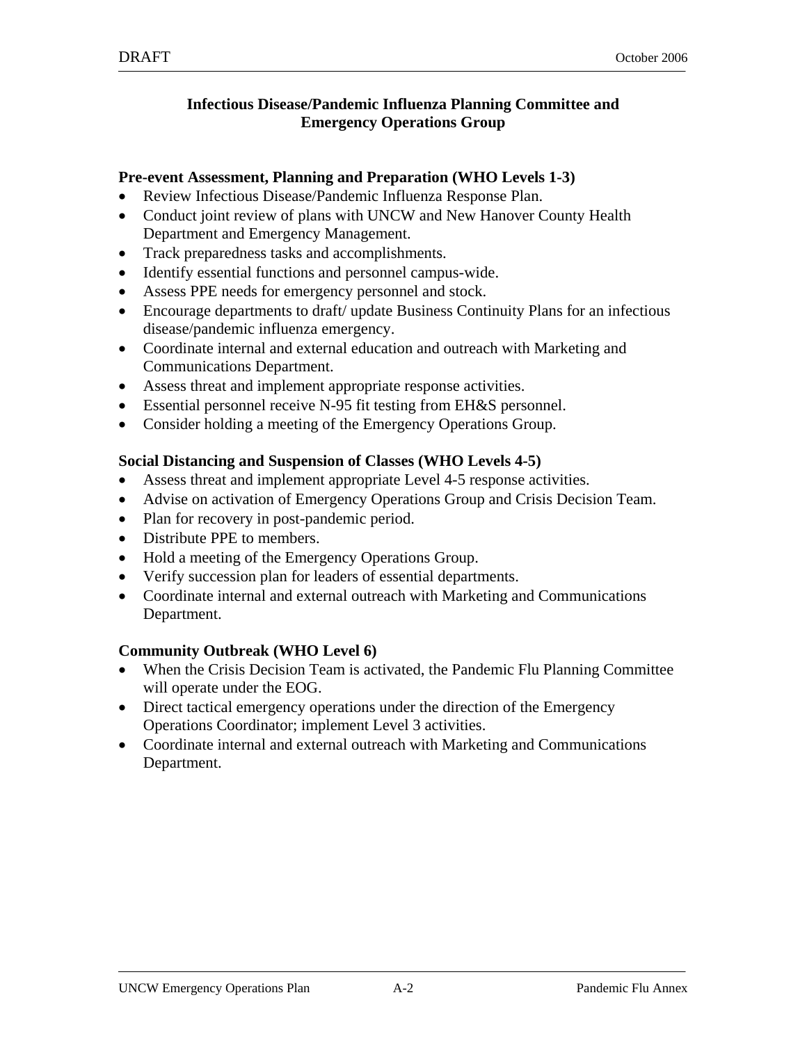## Infectious Disease/Pandemic Influenza Planning Committee and Emergency Operations Group

**Pre-event Assessment, Planning and Preparation (WHO Levels 1-3)**

- Review Infectious Disease/Pandemic Influenza Response Plan.
- Conduct joint review of plans with UNCW and New Hanover County Health Department and Emergency Management.
- Track preparedness tasks and accomplishments.
- Identify essential functions and personnel campus-wide.
- Assess PPE needs for emergency personnel and stock.
- Encourage departments to draft/ update Business Continuity Plans for an infectious disease/pandemic influenza emergency.
- Coordinate internal and external education and outreach with Marketing and Communications Department.
- Assess threat and implement appropriate response activities.
- Essential personnel receive N-95 fit testing from EH&S personnel.
- Consider holding a meeting of the Emergency Operations Group.

**Social Distancing and Suspension of Classes (WHO Levels 4-5)**

- Assess threat and implement appropriate Level 4-5 response activities.
- Advise on activation of Emergency Operations Group and Crisis Decision Team.
- Plan for recovery in post-pandemic period.
- Distribute PPE to members.
- Hold a meeting of the Emergency Operations Group.
- Verify succession plan for leaders of essential departments.
- Coordinate internal and external outreach with Marketing and Communications Department.

**Community Outbreak (WHO Level 6)**

- When the Crisis Decision Team is activated, the Pandemic Flu Planning Committee will operate under the EOG.
- Direct tactical emergency operations under the direction of the Emergency Operations Coordinator; implement Level 3 activities.
- Coordinate internal and external outreach with Marketing and Communications Department.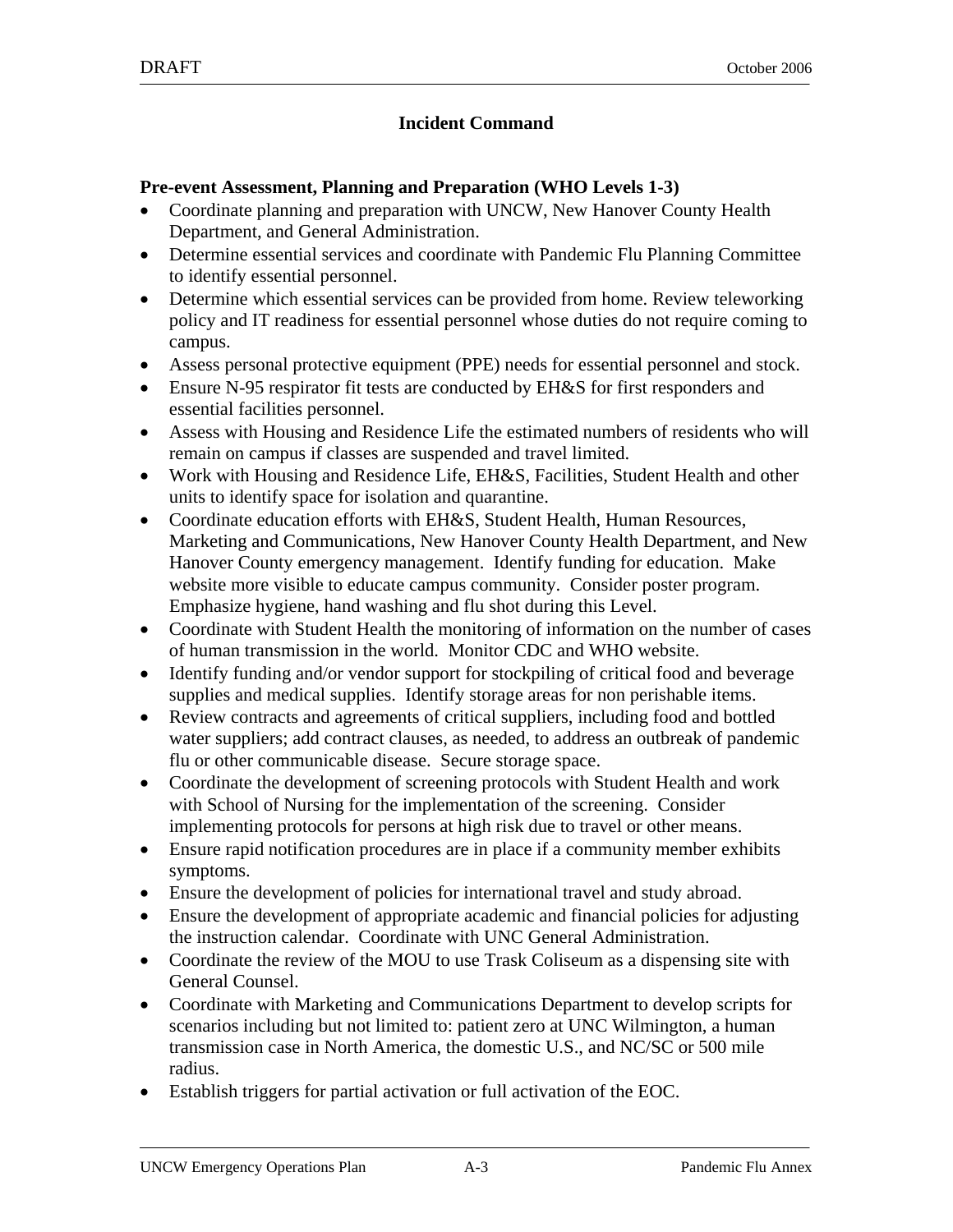## Incident Command

**Pre-event Assessment, Planning and Preparation (WHO Levels 1-3)**

- Coordinate planning and preparation with UNCW, New Hanover County Health Department, and General Administration.
- Determine essential services and coordinate with Pandemic Flu Planning Committee to identify essential personnel.
- Determine which essential services can be provided from home. Review teleworking policy and IT readiness for essential personnel whose duties do not require coming to campus.
- Assess personal protective equipment (PPE) needs for essential personnel and stock.
- Ensure N-95 respirator fit tests are conducted by EH&S for first responders and essential facilities personnel.
- Assess with Housing and Residence Life the estimated numbers of residents who will remain on campus if classes are suspended and travel limited.
- Work with Housing and Residence Life, EH&S, Facilities, Student Health and other units to identify space for isolation and quarantine.
- Coordinate education efforts with EH&S, Student Health, Human Resources, Marketing and Communications, New Hanover County Health Department, and New Hanover County emergency management. Identify funding for education. Make website more visible to educate campus community. Consider poster program. Emphasize hygiene, hand washing and flu shot during this Level.
- Coordinate with Student Health the monitoring of information on the number of cases of human transmission in the world. Monitor CDC and WHO website.
- Identify funding and/or vendor support for stockpiling of critical food and beverage supplies and medical supplies. Identify storage areas for non perishable items.
- Review contracts and agreements of critical suppliers, including food and bottled water suppliers; add contract clauses, as needed, to address an outbreak of pandemic flu or other communicable disease. Secure storage space.
- Coordinate the development of screening protocols with Student Health and work with School of Nursing for the implementation of the screening. Consider implementing protocols for persons at high risk due to travel or other means.
- Ensure rapid notification procedures are in place if a community member exhibits symptoms.
- Ensure the development of policies for international travel and study abroad.
- Ensure the development of appropriate academic and financial policies for adjusting the instruction calendar. Coordinate with UNC General Administration.
- Coordinate the review of the MOU to use Trask Coliseum as a dispensing site with General Counsel.
- Coordinate with Marketing and Communications Department to develop scripts for scenarios including but not limited to: patient zero at UNC Wilmington, a human transmission case in North America, the domestic U.S., and NC/SC or 500 mile radius.
- Establish triggers for partial activation or full activation of the EOC.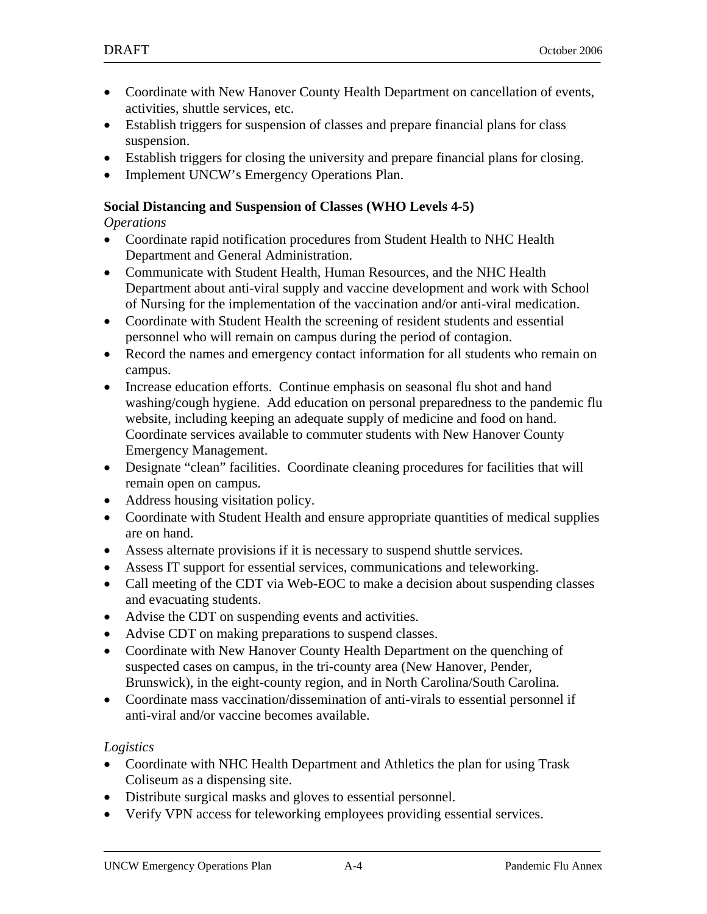- Coordinate with New Hanover County Health Department on cancellation of events, activities, shuttle services, etc.
- Establish triggers for suspension of classes and prepare financial plans for class suspension.
- Establish triggers for closing the university and prepare financial plans for closing.
- Implement UNCW's Emergency Operations Plan.

**Social Distancing and Suspension of Classes (WHO Levels 4-5)**

*Operations*

- Coordinate rapid notification procedures from Student Health to NHC Health Department and General Administration.
- Communicate with Student Health, Human Resources, and the NHC Health Department about anti-viral supply and vaccine development and work with School of Nursing for the implementation of the vaccination and/or anti-viral medication.
- Coordinate with Student Health the screening of resident students and essential personnel who will remain on campus during the period of contagion.
- Record the names and emergency contact information for all students who remain on campus.
- Increase education efforts. Continue emphasis on seasonal flu shot and hand washing/cough hygiene. Add education on personal preparedness to the pandemic flu website, including keeping an adequate supply of medicine and food on hand. Coordinate services available to commuter students with New Hanover County Emergency Management.
- Designate "clean" facilities. Coordinate cleaning procedures for facilities that will remain open on campus.
- Address housing visitation policy.
- Coordinate with Student Health and ensure appropriate quantities of medical supplies are on hand.
- Assess alternate provisions if it is necessary to suspend shuttle services.
- Assess IT support for essential services, communications and teleworking.
- Call meeting of the CDT via Web-EOC to make a decision about suspending classes and evacuating students.
- Advise the CDT on suspending events and activities.
- Advise CDT on making preparations to suspend classes.
- Coordinate with New Hanover County Health Department on the quenching of suspected cases on campus, in the tri-county area (New Hanover, Pender, Brunswick), in the eight-county region, and in North Carolina/South Carolina.
- Coordinate mass vaccination/dissemination of anti-virals to essential personnel if anti-viral and/or vaccine becomes available.

*Logistics*

- Coordinate with NHC Health Department and Athletics the plan for using Trask Coliseum as a dispensing site.
- Distribute surgical masks and gloves to essential personnel.
- Verify VPN access for teleworking employees providing essential services.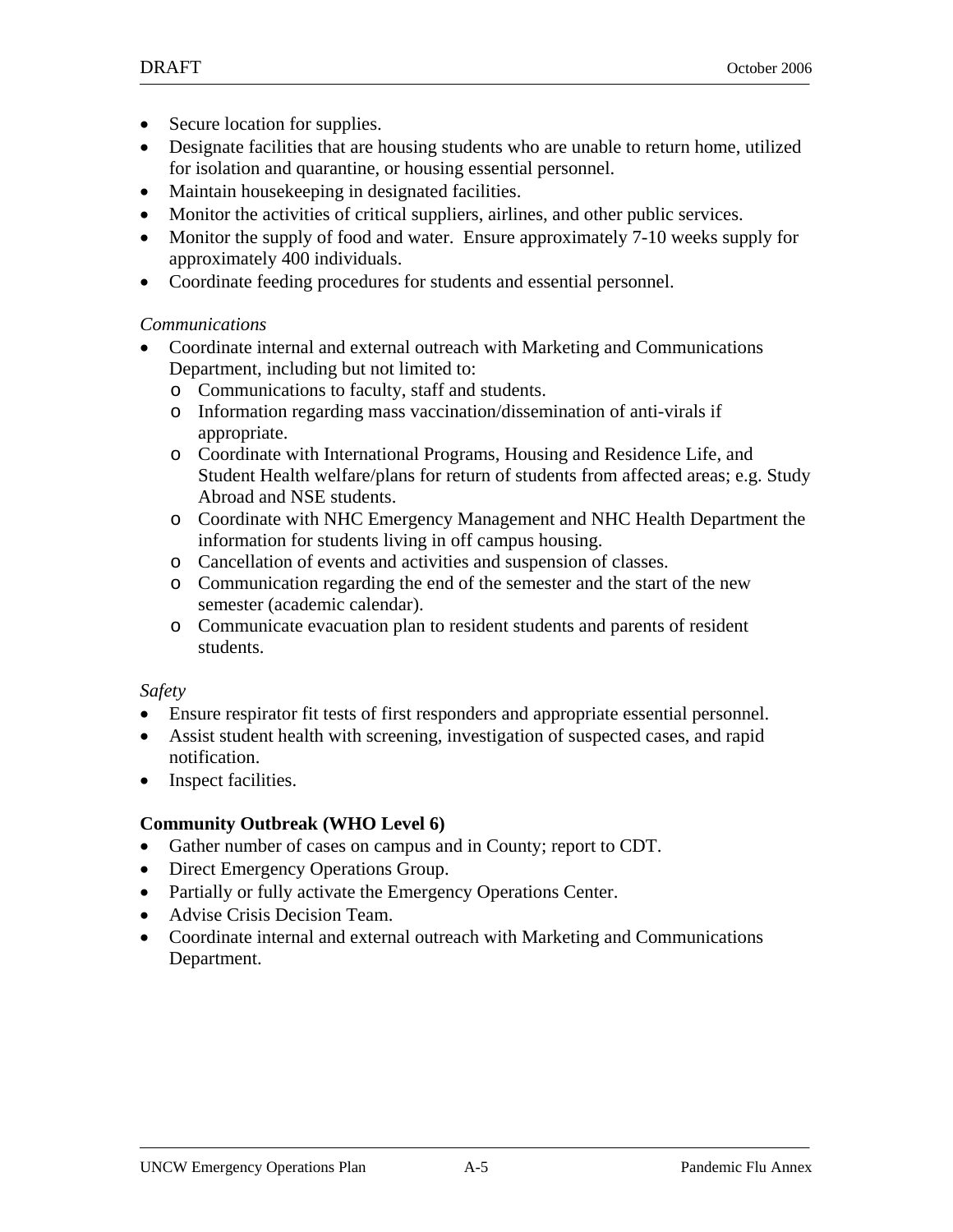- Secure location for supplies.
- Designate facilities that are housing students who are unable to return home, utilized for isolation and quarantine, or housing essential personnel.
- Maintain housekeeping in designated facilities.
- Monitor the activities of critical suppliers, airlines, and other public services.
- Monitor the supply of food and water. Ensure approximately 7-10 weeks supply for approximately 400 individuals.
- Coordinate feeding procedures for students and essential personnel.

*Communications*

- Coordinate internal and external outreach with Marketing and Communications Department, including but not limited to:
  - Communications to faculty, staff and students.
  - Information regarding mass vaccination/dissemination of anti-virals if appropriate.
  - Coordinate with International Programs, Housing and Residence Life, and Student Health welfare/plans for return of students from affected areas; e.g. Study Abroad and NSE students.
  - Coordinate with NHC Emergency Management and NHC Health Department the information for students living in off campus housing.
  - Cancellation of events and activities and suspension of classes.
  - Communication regarding the end of the semester and the start of the new semester (academic calendar).
  - Communicate evacuation plan to resident students and parents of resident students.

*Safety*

- Ensure respirator fit tests of first responders and appropriate essential personnel.
- Assist student health with screening, investigation of suspected cases, and rapid notification.
- Inspect facilities.

**Community Outbreak (WHO Level 6)**

- Gather number of cases on campus and in County; report to CDT.
- Direct Emergency Operations Group.
- Partially or fully activate the Emergency Operations Center.
- Advise Crisis Decision Team.
- Coordinate internal and external outreach with Marketing and Communications Department.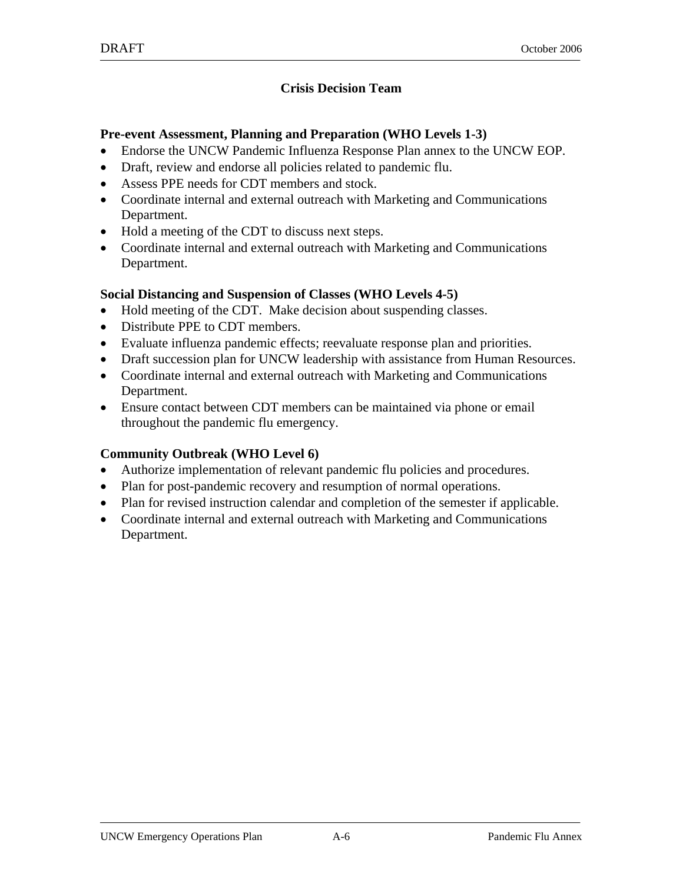## Crisis Decision Team

**Pre-event Assessment, Planning and Preparation (WHO Levels 1-3)**

- Endorse the UNCW Pandemic Influenza Response Plan annex to the UNCW EOP.
- Draft, review and endorse all policies related to pandemic flu.
- Assess PPE needs for CDT members and stock.
- Coordinate internal and external outreach with Marketing and Communications Department.
- Hold a meeting of the CDT to discuss next steps.
- Coordinate internal and external outreach with Marketing and Communications Department.

**Social Distancing and Suspension of Classes (WHO Levels 4-5)**

- Hold meeting of the CDT. Make decision about suspending classes.
- Distribute PPE to CDT members.
- Evaluate influenza pandemic effects; reevaluate response plan and priorities.
- Draft succession plan for UNCW leadership with assistance from Human Resources.
- Coordinate internal and external outreach with Marketing and Communications Department.
- Ensure contact between CDT members can be maintained via phone or email throughout the pandemic flu emergency.

**Community Outbreak (WHO Level 6)**

- Authorize implementation of relevant pandemic flu policies and procedures.
- Plan for post-pandemic recovery and resumption of normal operations.
- Plan for revised instruction calendar and completion of the semester if applicable.
- Coordinate internal and external outreach with Marketing and Communications Department.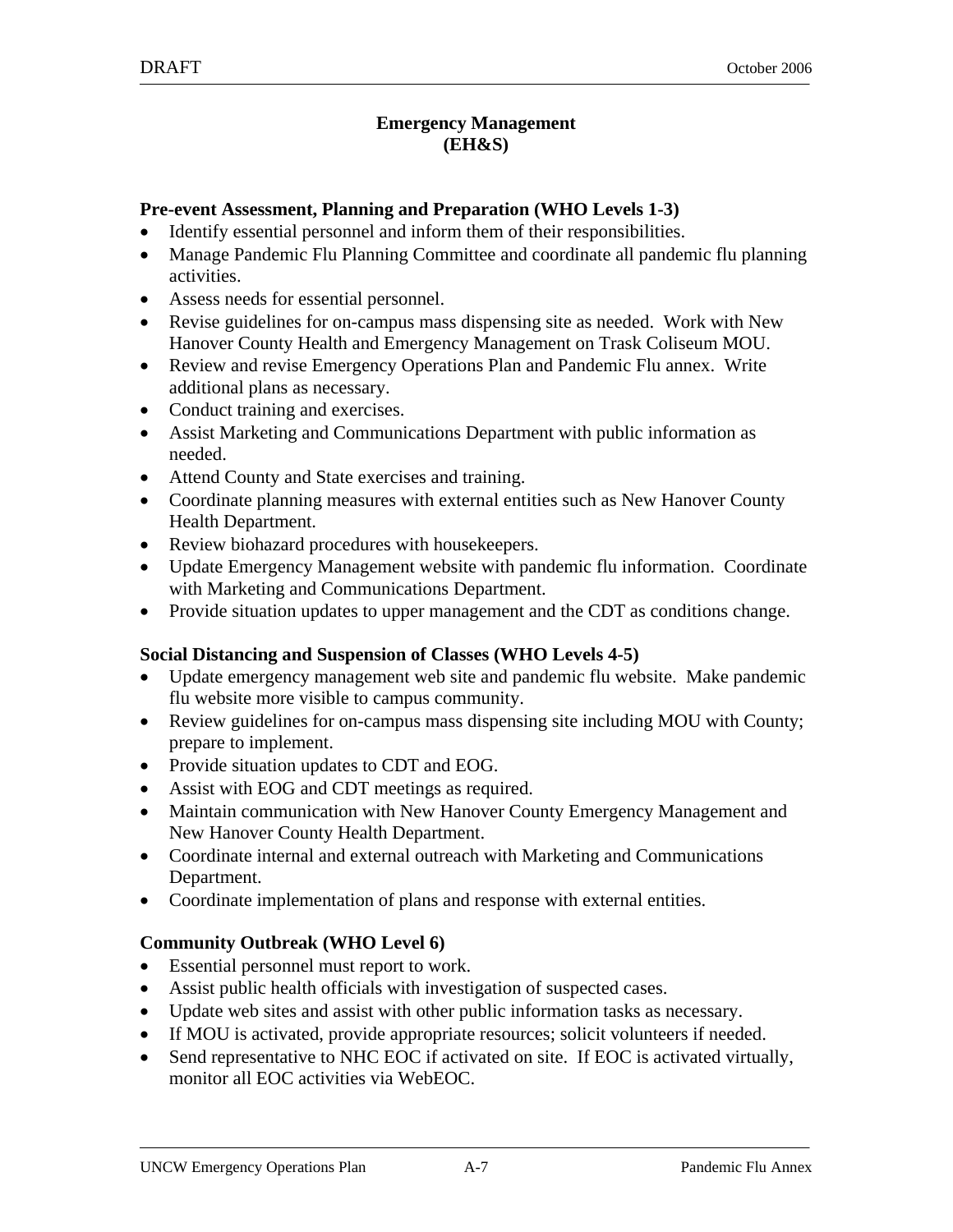## Emergency Management
## (EH&S)

### Pre-event Assessment, Planning and Preparation (WHO Levels 1-3)

- Identify essential personnel and inform them of their responsibilities.
- Manage Pandemic Flu Planning Committee and coordinate all pandemic flu planning activities.
- Assess needs for essential personnel.
- Revise guidelines for on-campus mass dispensing site as needed. Work with New Hanover County Health and Emergency Management on Trask Coliseum MOU.
- Review and revise Emergency Operations Plan and Pandemic Flu annex. Write additional plans as necessary.
- Conduct training and exercises.
- Assist Marketing and Communications Department with public information as needed.
- Attend County and State exercises and training.
- Coordinate planning measures with external entities such as New Hanover County Health Department.
- Review biohazard procedures with housekeepers.
- Update Emergency Management website with pandemic flu information. Coordinate with Marketing and Communications Department.
- Provide situation updates to upper management and the CDT as conditions change.

### Social Distancing and Suspension of Classes (WHO Levels 4-5)

- Update emergency management web site and pandemic flu website. Make pandemic flu website more visible to campus community.
- Review guidelines for on-campus mass dispensing site including MOU with County; prepare to implement.
- Provide situation updates to CDT and EOG.
- Assist with EOG and CDT meetings as required.
- Maintain communication with New Hanover County Emergency Management and New Hanover County Health Department.
- Coordinate internal and external outreach with Marketing and Communications Department.
- Coordinate implementation of plans and response with external entities.

### Community Outbreak (WHO Level 6)

- Essential personnel must report to work.
- Assist public health officials with investigation of suspected cases.
- Update web sites and assist with other public information tasks as necessary.
- If MOU is activated, provide appropriate resources; solicit volunteers if needed.
- Send representative to NHC EOC if activated on site. If EOC is activated virtually, monitor all EOC activities via WebEOC.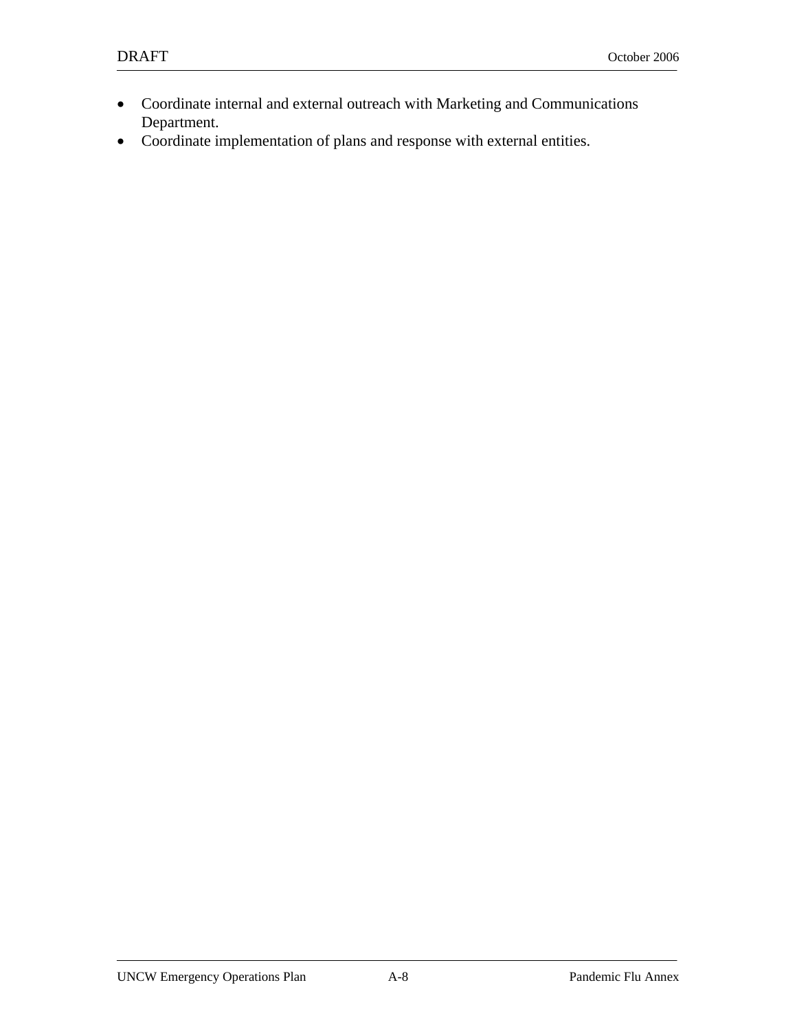- Coordinate internal and external outreach with Marketing and Communications Department.
- Coordinate implementation of plans and response with external entities.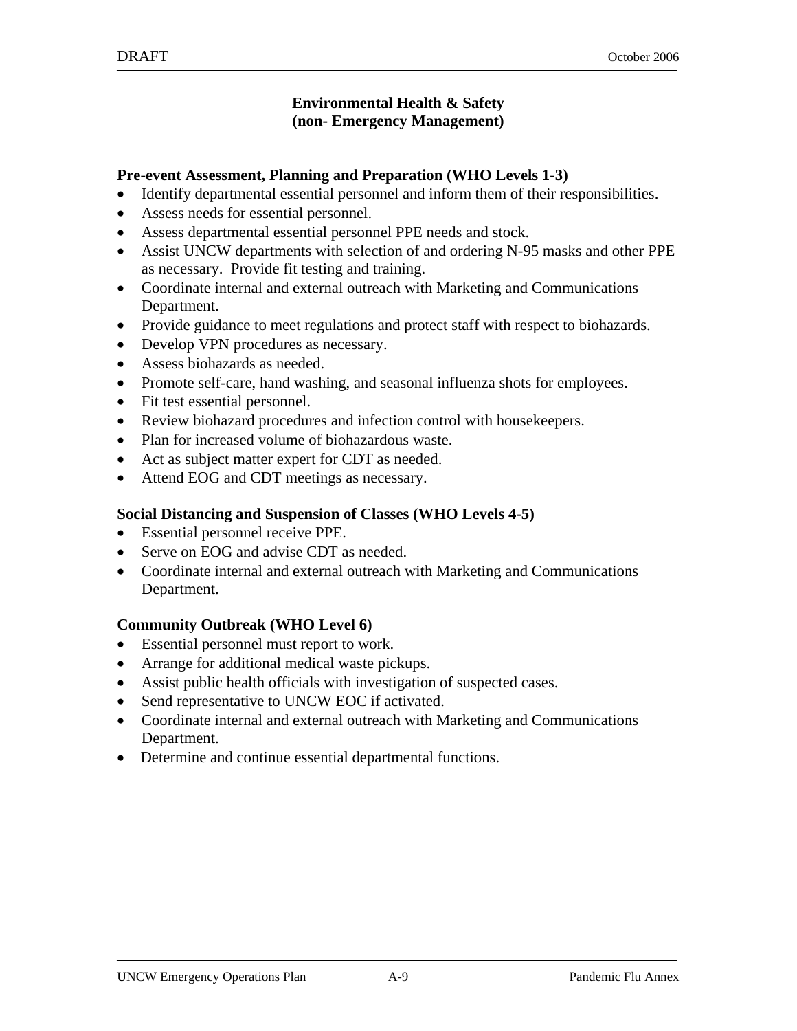# Environmental Health & Safety
# (non- Emergency Management)

**Pre-event Assessment, Planning and Preparation (WHO Levels 1-3)**

- Identify departmental essential personnel and inform them of their responsibilities.
- Assess needs for essential personnel.
- Assess departmental essential personnel PPE needs and stock.
- Assist UNCW departments with selection of and ordering N-95 masks and other PPE as necessary. Provide fit testing and training.
- Coordinate internal and external outreach with Marketing and Communications Department.
- Provide guidance to meet regulations and protect staff with respect to biohazards.
- Develop VPN procedures as necessary.
- Assess biohazards as needed.
- Promote self-care, hand washing, and seasonal influenza shots for employees.
- Fit test essential personnel.
- Review biohazard procedures and infection control with housekeepers.
- Plan for increased volume of biohazardous waste.
- Act as subject matter expert for CDT as needed.
- Attend EOG and CDT meetings as necessary.

**Social Distancing and Suspension of Classes (WHO Levels 4-5)**

- Essential personnel receive PPE.
- Serve on EOG and advise CDT as needed.
- Coordinate internal and external outreach with Marketing and Communications Department.

**Community Outbreak (WHO Level 6)**

- Essential personnel must report to work.
- Arrange for additional medical waste pickups.
- Assist public health officials with investigation of suspected cases.
- Send representative to UNCW EOC if activated.
- Coordinate internal and external outreach with Marketing and Communications Department.
- Determine and continue essential departmental functions.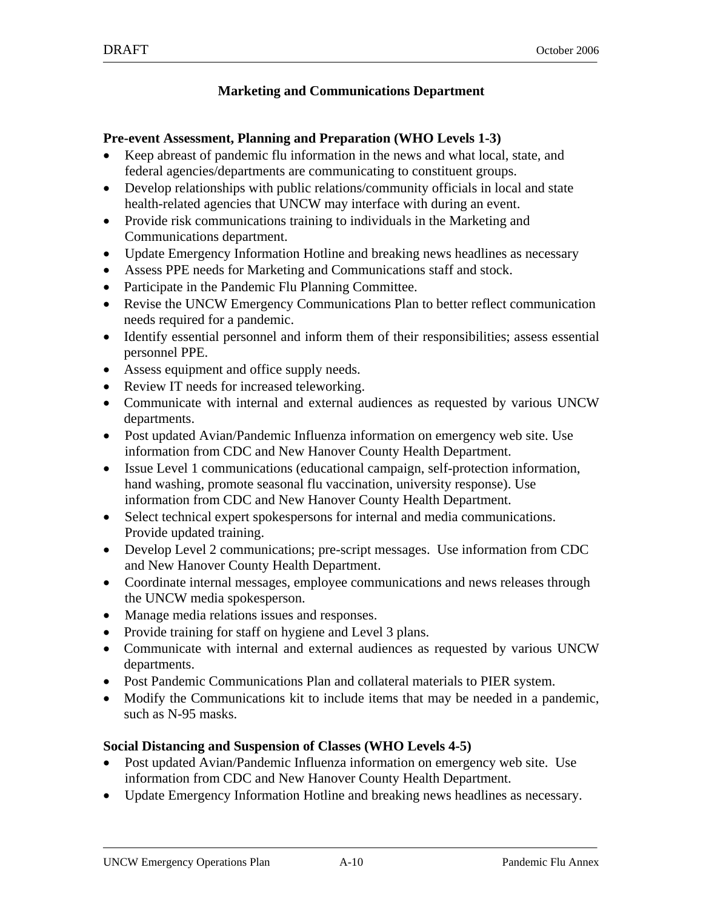## Marketing and Communications Department

**Pre-event Assessment, Planning and Preparation (WHO Levels 1-3)**

- Keep abreast of pandemic flu information in the news and what local, state, and federal agencies/departments are communicating to constituent groups.
- Develop relationships with public relations/community officials in local and state health-related agencies that UNCW may interface with during an event.
- Provide risk communications training to individuals in the Marketing and Communications department.
- Update Emergency Information Hotline and breaking news headlines as necessary
- Assess PPE needs for Marketing and Communications staff and stock.
- Participate in the Pandemic Flu Planning Committee.
- Revise the UNCW Emergency Communications Plan to better reflect communication needs required for a pandemic.
- Identify essential personnel and inform them of their responsibilities; assess essential personnel PPE.
- Assess equipment and office supply needs.
- Review IT needs for increased teleworking.
- Communicate with internal and external audiences as requested by various UNCW departments.
- Post updated Avian/Pandemic Influenza information on emergency web site. Use information from CDC and New Hanover County Health Department.
- Issue Level 1 communications (educational campaign, self-protection information, hand washing, promote seasonal flu vaccination, university response). Use information from CDC and New Hanover County Health Department.
- Select technical expert spokespersons for internal and media communications. Provide updated training.
- Develop Level 2 communications; pre-script messages. Use information from CDC and New Hanover County Health Department.
- Coordinate internal messages, employee communications and news releases through the UNCW media spokesperson.
- Manage media relations issues and responses.
- Provide training for staff on hygiene and Level 3 plans.
- Communicate with internal and external audiences as requested by various UNCW departments.
- Post Pandemic Communications Plan and collateral materials to PIER system.
- Modify the Communications kit to include items that may be needed in a pandemic, such as N-95 masks.

**Social Distancing and Suspension of Classes (WHO Levels 4-5)**

- Post updated Avian/Pandemic Influenza information on emergency web site. Use information from CDC and New Hanover County Health Department.
- Update Emergency Information Hotline and breaking news headlines as necessary.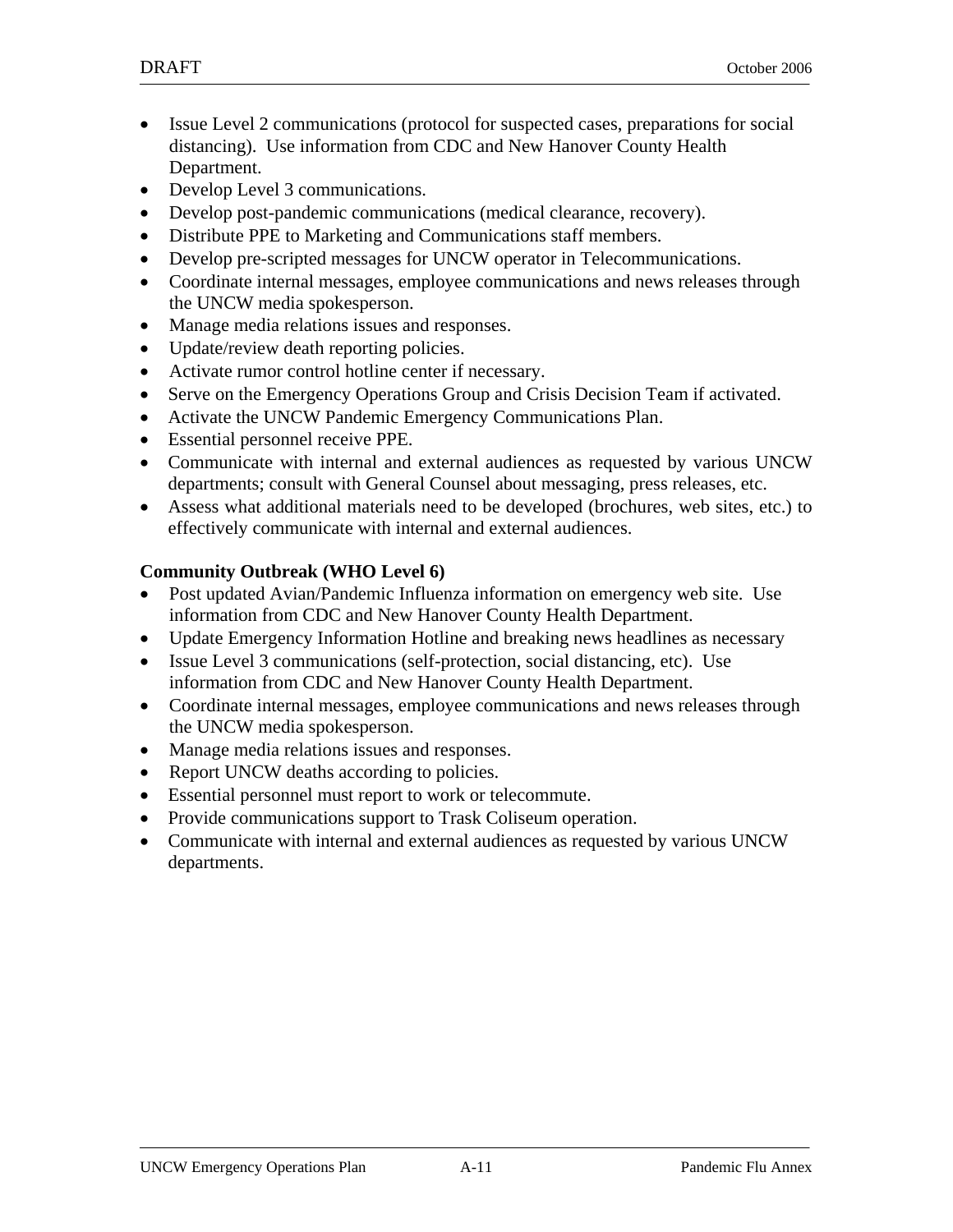- Issue Level 2 communications (protocol for suspected cases, preparations for social distancing). Use information from CDC and New Hanover County Health Department.
- Develop Level 3 communications.
- Develop post-pandemic communications (medical clearance, recovery).
- Distribute PPE to Marketing and Communications staff members.
- Develop pre-scripted messages for UNCW operator in Telecommunications.
- Coordinate internal messages, employee communications and news releases through the UNCW media spokesperson.
- Manage media relations issues and responses.
- Update/review death reporting policies.
- Activate rumor control hotline center if necessary.
- Serve on the Emergency Operations Group and Crisis Decision Team if activated.
- Activate the UNCW Pandemic Emergency Communications Plan.
- Essential personnel receive PPE.
- Communicate with internal and external audiences as requested by various UNCW departments; consult with General Counsel about messaging, press releases, etc.
- Assess what additional materials need to be developed (brochures, web sites, etc.) to effectively communicate with internal and external audiences.

**Community Outbreak (WHO Level 6)**

- Post updated Avian/Pandemic Influenza information on emergency web site. Use information from CDC and New Hanover County Health Department.
- Update Emergency Information Hotline and breaking news headlines as necessary
- Issue Level 3 communications (self-protection, social distancing, etc). Use information from CDC and New Hanover County Health Department.
- Coordinate internal messages, employee communications and news releases through the UNCW media spokesperson.
- Manage media relations issues and responses.
- Report UNCW deaths according to policies.
- Essential personnel must report to work or telecommute.
- Provide communications support to Trask Coliseum operation.
- Communicate with internal and external audiences as requested by various UNCW departments.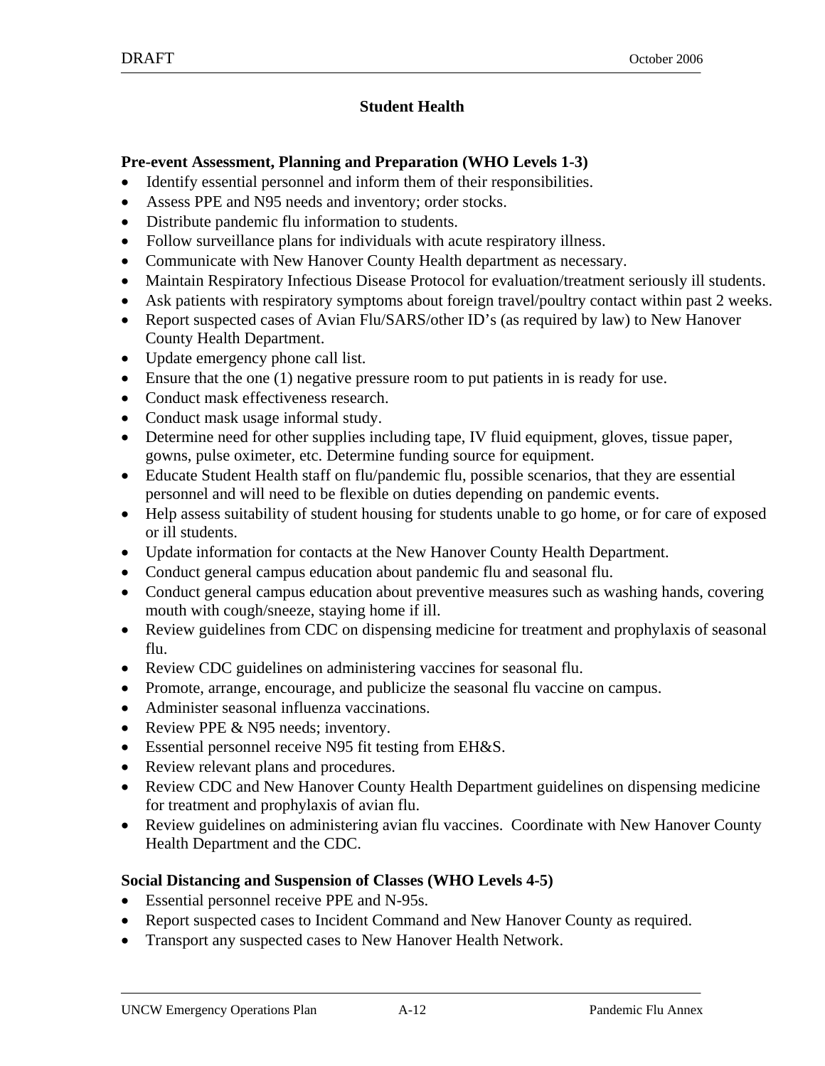## Student Health

**Pre-event Assessment, Planning and Preparation (WHO Levels 1-3)**

- Identify essential personnel and inform them of their responsibilities.
- Assess PPE and N95 needs and inventory; order stocks.
- Distribute pandemic flu information to students.
- Follow surveillance plans for individuals with acute respiratory illness.
- Communicate with New Hanover County Health department as necessary.
- Maintain Respiratory Infectious Disease Protocol for evaluation/treatment seriously ill students.
- Ask patients with respiratory symptoms about foreign travel/poultry contact within past 2 weeks.
- Report suspected cases of Avian Flu/SARS/other ID's (as required by law) to New Hanover County Health Department.
- Update emergency phone call list.
- Ensure that the one (1) negative pressure room to put patients in is ready for use.
- Conduct mask effectiveness research.
- Conduct mask usage informal study.
- Determine need for other supplies including tape, IV fluid equipment, gloves, tissue paper, gowns, pulse oximeter, etc. Determine funding source for equipment.
- Educate Student Health staff on flu/pandemic flu, possible scenarios, that they are essential personnel and will need to be flexible on duties depending on pandemic events.
- Help assess suitability of student housing for students unable to go home, or for care of exposed or ill students.
- Update information for contacts at the New Hanover County Health Department.
- Conduct general campus education about pandemic flu and seasonal flu.
- Conduct general campus education about preventive measures such as washing hands, covering mouth with cough/sneeze, staying home if ill.
- Review guidelines from CDC on dispensing medicine for treatment and prophylaxis of seasonal flu.
- Review CDC guidelines on administering vaccines for seasonal flu.
- Promote, arrange, encourage, and publicize the seasonal flu vaccine on campus.
- Administer seasonal influenza vaccinations.
- Review PPE & N95 needs; inventory.
- Essential personnel receive N95 fit testing from EH&S.
- Review relevant plans and procedures.
- Review CDC and New Hanover County Health Department guidelines on dispensing medicine for treatment and prophylaxis of avian flu.
- Review guidelines on administering avian flu vaccines. Coordinate with New Hanover County Health Department and the CDC.

**Social Distancing and Suspension of Classes (WHO Levels 4-5)**

- Essential personnel receive PPE and N-95s.
- Report suspected cases to Incident Command and New Hanover County as required.
- Transport any suspected cases to New Hanover Health Network.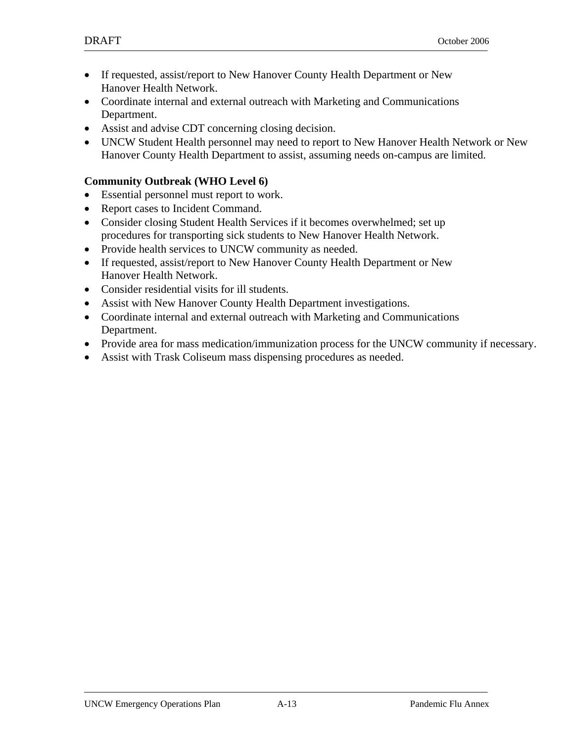- If requested, assist/report to New Hanover County Health Department or New Hanover Health Network.
- Coordinate internal and external outreach with Marketing and Communications Department.
- Assist and advise CDT concerning closing decision.
- UNCW Student Health personnel may need to report to New Hanover Health Network or New Hanover County Health Department to assist, assuming needs on-campus are limited.

**Community Outbreak (WHO Level 6)**

- Essential personnel must report to work.
- Report cases to Incident Command.
- Consider closing Student Health Services if it becomes overwhelmed; set up procedures for transporting sick students to New Hanover Health Network.
- Provide health services to UNCW community as needed.
- If requested, assist/report to New Hanover County Health Department or New Hanover Health Network.
- Consider residential visits for ill students.
- Assist with New Hanover County Health Department investigations.
- Coordinate internal and external outreach with Marketing and Communications Department.
- Provide area for mass medication/immunization process for the UNCW community if necessary.
- Assist with Trask Coliseum mass dispensing procedures as needed.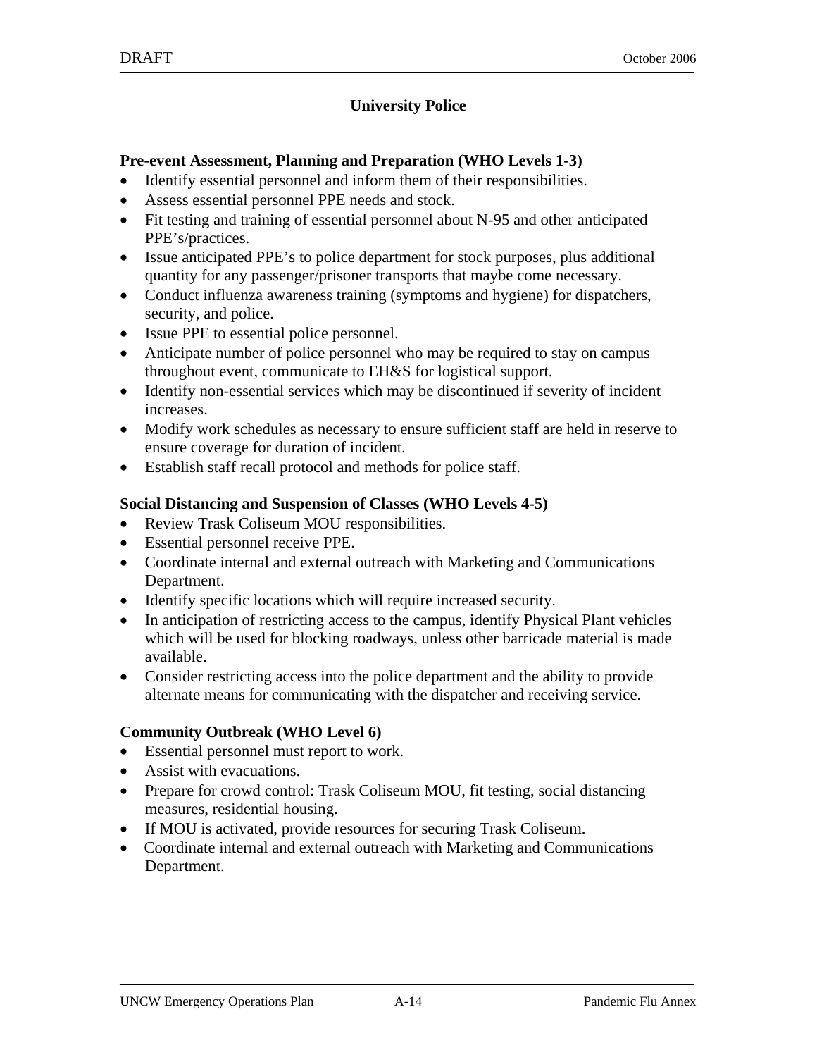## University Police

### Pre-event Assessment, Planning and Preparation (WHO Levels 1-3)

- Identify essential personnel and inform them of their responsibilities.
- Assess essential personnel PPE needs and stock.
- Fit testing and training of essential personnel about N-95 and other anticipated PPE's/practices.
- Issue anticipated PPE's to police department for stock purposes, plus additional quantity for any passenger/prisoner transports that maybe come necessary.
- Conduct influenza awareness training (symptoms and hygiene) for dispatchers, security, and police.
- Issue PPE to essential police personnel.
- Anticipate number of police personnel who may be required to stay on campus throughout event, communicate to EH&S for logistical support.
- Identify non-essential services which may be discontinued if severity of incident increases.
- Modify work schedules as necessary to ensure sufficient staff are held in reserve to ensure coverage for duration of incident.
- Establish staff recall protocol and methods for police staff.

### Social Distancing and Suspension of Classes (WHO Levels 4-5)

- Review Trask Coliseum MOU responsibilities.
- Essential personnel receive PPE.
- Coordinate internal and external outreach with Marketing and Communications Department.
- Identify specific locations which will require increased security.
- In anticipation of restricting access to the campus, identify Physical Plant vehicles which will be used for blocking roadways, unless other barricade material is made available.
- Consider restricting access into the police department and the ability to provide alternate means for communicating with the dispatcher and receiving service.

### Community Outbreak (WHO Level 6)

- Essential personnel must report to work.
- Assist with evacuations.
- Prepare for crowd control: Trask Coliseum MOU, fit testing, social distancing measures, residential housing.
- If MOU is activated, provide resources for securing Trask Coliseum.
- Coordinate internal and external outreach with Marketing and Communications Department.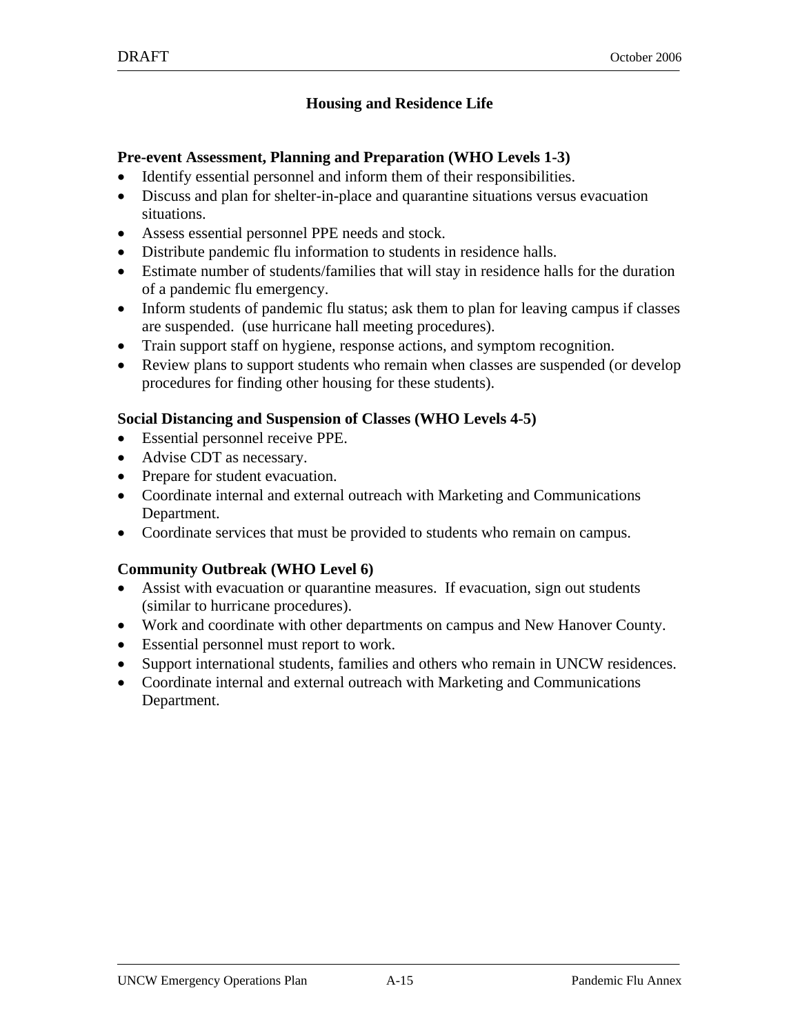## Housing and Residence Life

**Pre-event Assessment, Planning and Preparation (WHO Levels 1-3)**

- Identify essential personnel and inform them of their responsibilities.
- Discuss and plan for shelter-in-place and quarantine situations versus evacuation situations.
- Assess essential personnel PPE needs and stock.
- Distribute pandemic flu information to students in residence halls.
- Estimate number of students/families that will stay in residence halls for the duration of a pandemic flu emergency.
- Inform students of pandemic flu status; ask them to plan for leaving campus if classes are suspended. (use hurricane hall meeting procedures).
- Train support staff on hygiene, response actions, and symptom recognition.
- Review plans to support students who remain when classes are suspended (or develop procedures for finding other housing for these students).

**Social Distancing and Suspension of Classes (WHO Levels 4-5)**

- Essential personnel receive PPE.
- Advise CDT as necessary.
- Prepare for student evacuation.
- Coordinate internal and external outreach with Marketing and Communications Department.
- Coordinate services that must be provided to students who remain on campus.

**Community Outbreak (WHO Level 6)**

- Assist with evacuation or quarantine measures. If evacuation, sign out students (similar to hurricane procedures).
- Work and coordinate with other departments on campus and New Hanover County.
- Essential personnel must report to work.
- Support international students, families and others who remain in UNCW residences.
- Coordinate internal and external outreach with Marketing and Communications Department.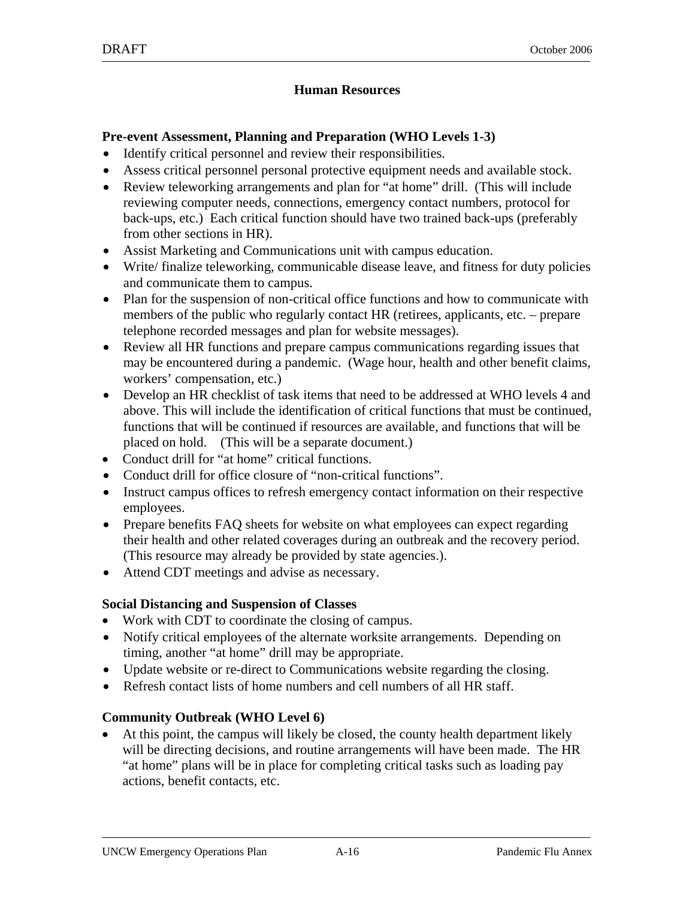## Human Resources

### Pre-event Assessment, Planning and Preparation (WHO Levels 1-3)

- Identify critical personnel and review their responsibilities.
- Assess critical personnel personal protective equipment needs and available stock.
- Review teleworking arrangements and plan for "at home" drill. (This will include reviewing computer needs, connections, emergency contact numbers, protocol for back-ups, etc.) Each critical function should have two trained back-ups (preferably from other sections in HR).
- Assist Marketing and Communications unit with campus education.
- Write/ finalize teleworking, communicable disease leave, and fitness for duty policies and communicate them to campus.
- Plan for the suspension of non-critical office functions and how to communicate with members of the public who regularly contact HR (retirees, applicants, etc. – prepare telephone recorded messages and plan for website messages).
- Review all HR functions and prepare campus communications regarding issues that may be encountered during a pandemic. (Wage hour, health and other benefit claims, workers' compensation, etc.)
- Develop an HR checklist of task items that need to be addressed at WHO levels 4 and above. This will include the identification of critical functions that must be continued, functions that will be continued if resources are available, and functions that will be placed on hold. (This will be a separate document.)
- Conduct drill for "at home" critical functions.
- Conduct drill for office closure of "non-critical functions".
- Instruct campus offices to refresh emergency contact information on their respective employees.
- Prepare benefits FAQ sheets for website on what employees can expect regarding their health and other related coverages during an outbreak and the recovery period. (This resource may already be provided by state agencies.).
- Attend CDT meetings and advise as necessary.

### Social Distancing and Suspension of Classes

- Work with CDT to coordinate the closing of campus.
- Notify critical employees of the alternate worksite arrangements. Depending on timing, another "at home" drill may be appropriate.
- Update website or re-direct to Communications website regarding the closing.
- Refresh contact lists of home numbers and cell numbers of all HR staff.

### Community Outbreak (WHO Level 6)

- At this point, the campus will likely be closed, the county health department likely will be directing decisions, and routine arrangements will have been made. The HR "at home" plans will be in place for completing critical tasks such as loading pay actions, benefit contacts, etc.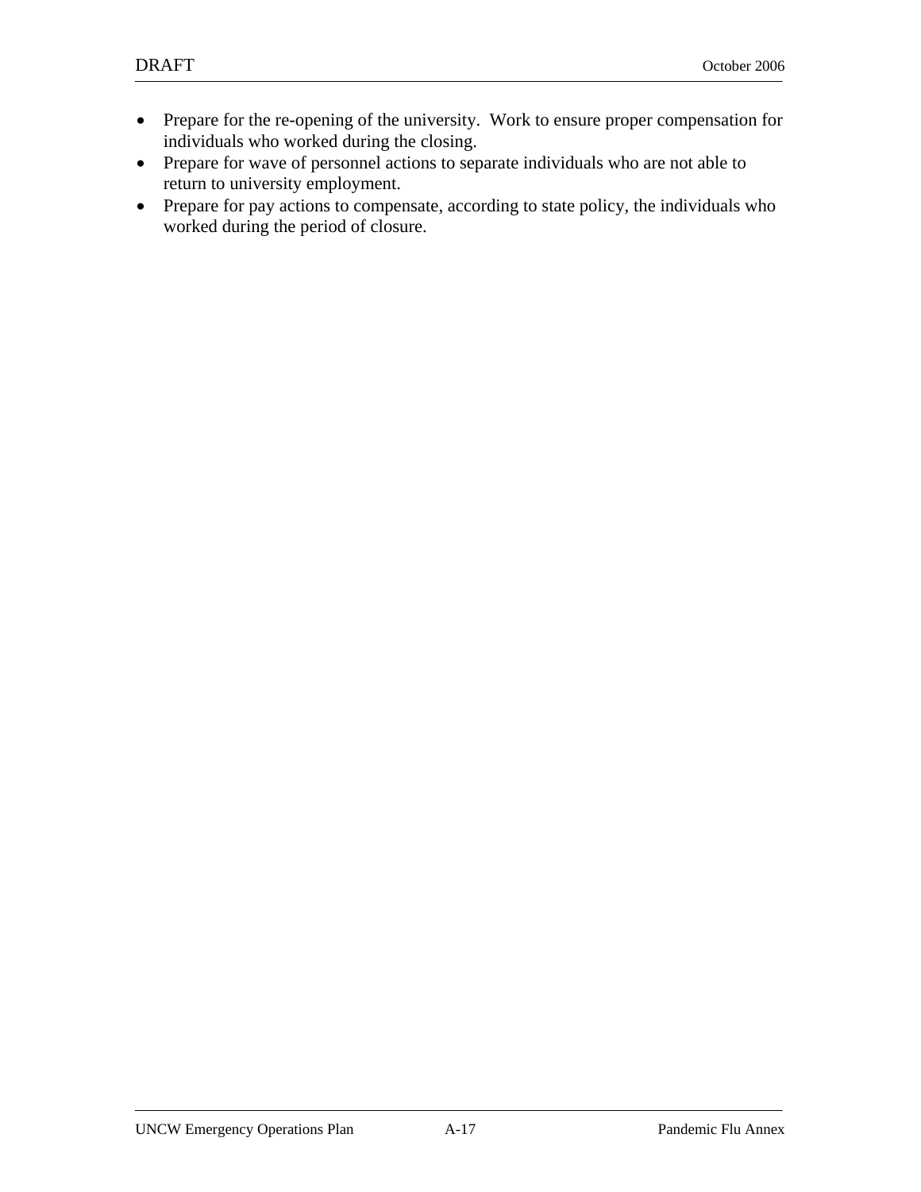- Prepare for the re-opening of the university.  Work to ensure proper compensation for individuals who worked during the closing.
- Prepare for wave of personnel actions to separate individuals who are not able to return to university employment.
- Prepare for pay actions to compensate, according to state policy, the individuals who worked during the period of closure.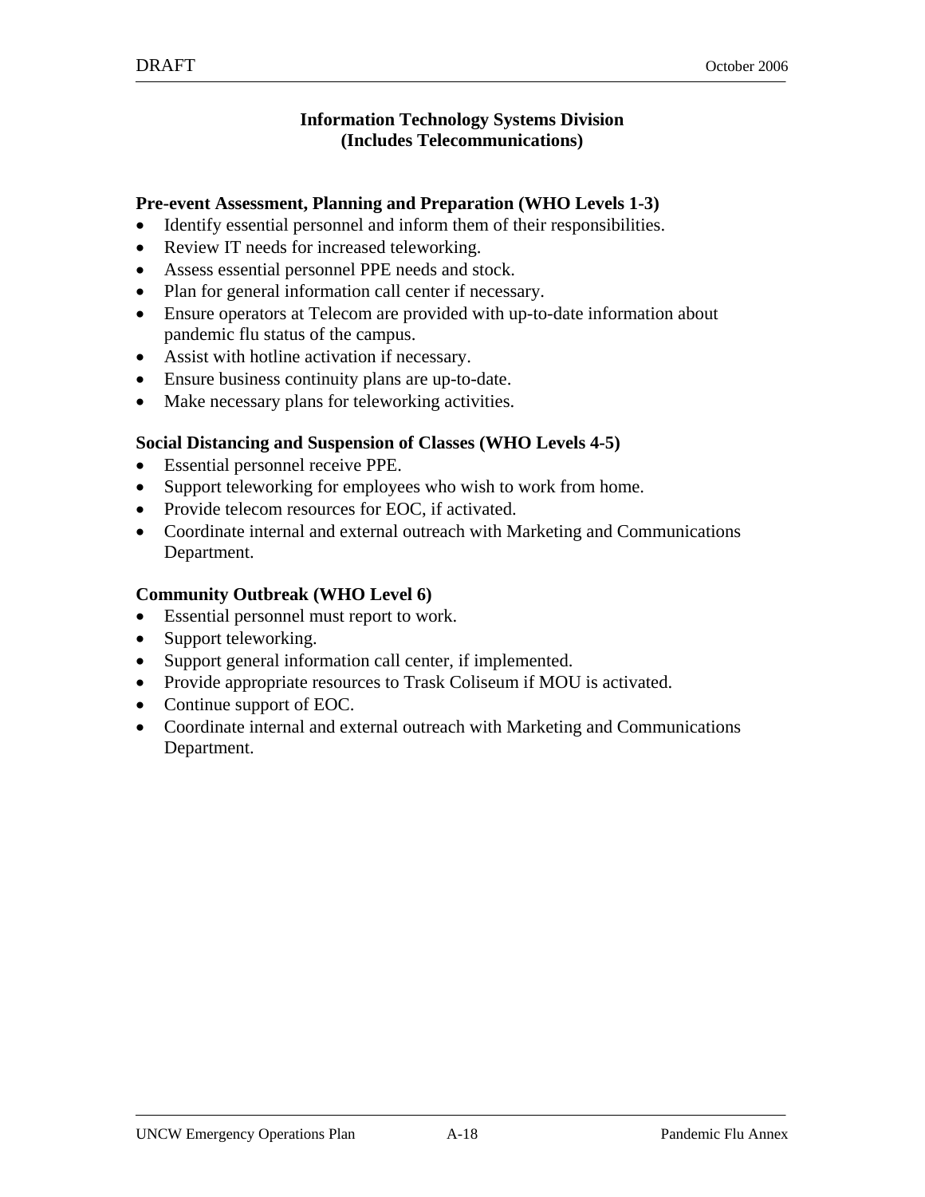## Information Technology Systems Division
## (Includes Telecommunications)

### Pre-event Assessment, Planning and Preparation (WHO Levels 1-3)

- Identify essential personnel and inform them of their responsibilities.
- Review IT needs for increased teleworking.
- Assess essential personnel PPE needs and stock.
- Plan for general information call center if necessary.
- Ensure operators at Telecom are provided with up-to-date information about pandemic flu status of the campus.
- Assist with hotline activation if necessary.
- Ensure business continuity plans are up-to-date.
- Make necessary plans for teleworking activities.

### Social Distancing and Suspension of Classes (WHO Levels 4-5)

- Essential personnel receive PPE.
- Support teleworking for employees who wish to work from home.
- Provide telecom resources for EOC, if activated.
- Coordinate internal and external outreach with Marketing and Communications Department.

### Community Outbreak (WHO Level 6)

- Essential personnel must report to work.
- Support teleworking.
- Support general information call center, if implemented.
- Provide appropriate resources to Trask Coliseum if MOU is activated.
- Continue support of EOC.
- Coordinate internal and external outreach with Marketing and Communications Department.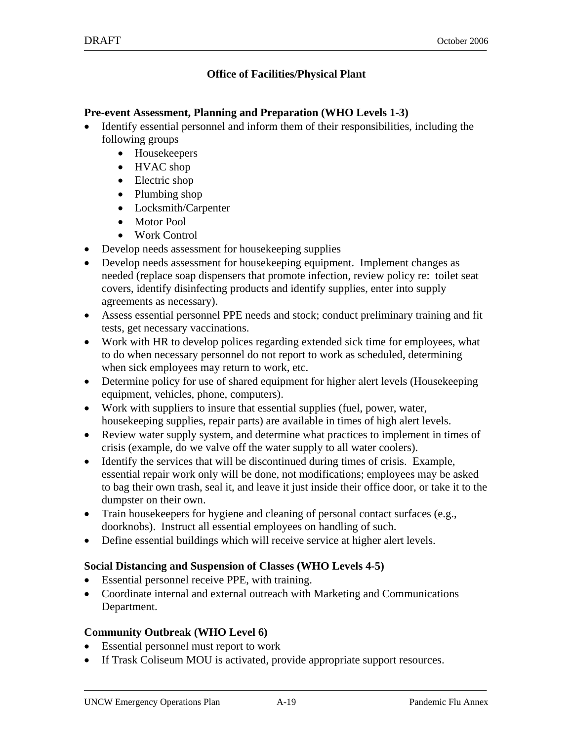## Office of Facilities/Physical Plant

### Pre-event Assessment, Planning and Preparation (WHO Levels 1-3)

- Identify essential personnel and inform them of their responsibilities, including the following groups
  - Housekeepers
  - HVAC shop
  - Electric shop
  - Plumbing shop
  - Locksmith/Carpenter
  - Motor Pool
  - Work Control
- Develop needs assessment for housekeeping supplies
- Develop needs assessment for housekeeping equipment. Implement changes as needed (replace soap dispensers that promote infection, review policy re: toilet seat covers, identify disinfecting products and identify supplies, enter into supply agreements as necessary).
- Assess essential personnel PPE needs and stock; conduct preliminary training and fit tests, get necessary vaccinations.
- Work with HR to develop polices regarding extended sick time for employees, what to do when necessary personnel do not report to work as scheduled, determining when sick employees may return to work, etc.
- Determine policy for use of shared equipment for higher alert levels (Housekeeping equipment, vehicles, phone, computers).
- Work with suppliers to insure that essential supplies (fuel, power, water, housekeeping supplies, repair parts) are available in times of high alert levels.
- Review water supply system, and determine what practices to implement in times of crisis (example, do we valve off the water supply to all water coolers).
- Identify the services that will be discontinued during times of crisis. Example, essential repair work only will be done, not modifications; employees may be asked to bag their own trash, seal it, and leave it just inside their office door, or take it to the dumpster on their own.
- Train housekeepers for hygiene and cleaning of personal contact surfaces (e.g., doorknobs). Instruct all essential employees on handling of such.
- Define essential buildings which will receive service at higher alert levels.

### Social Distancing and Suspension of Classes (WHO Levels 4-5)

- Essential personnel receive PPE, with training.
- Coordinate internal and external outreach with Marketing and Communications Department.

### Community Outbreak (WHO Level 6)

- Essential personnel must report to work
- If Trask Coliseum MOU is activated, provide appropriate support resources.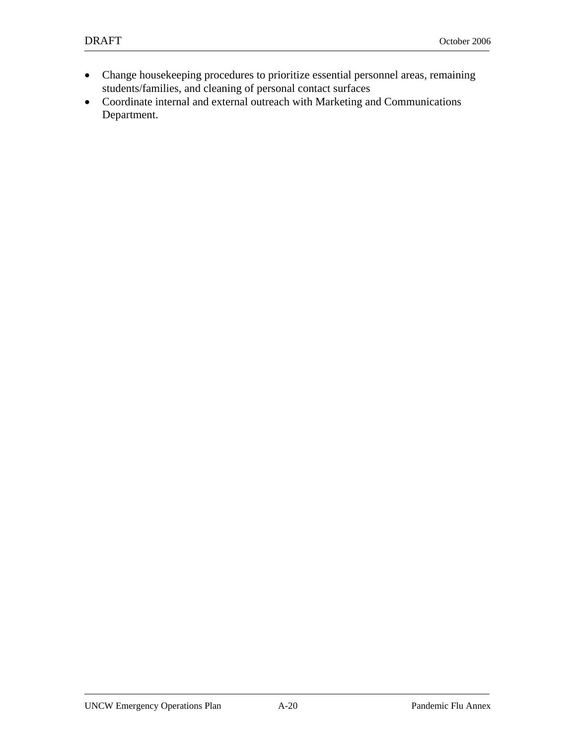- Change housekeeping procedures to prioritize essential personnel areas, remaining students/families, and cleaning of personal contact surfaces
- Coordinate internal and external outreach with Marketing and Communications Department.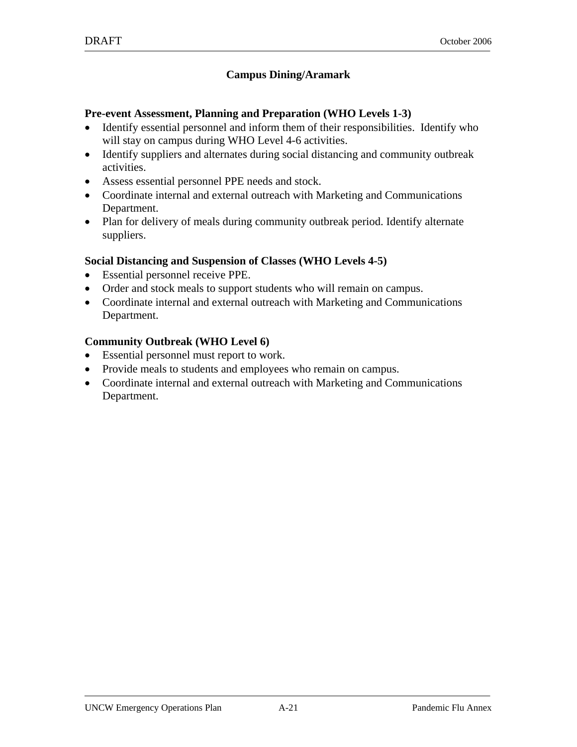## Campus Dining/Aramark

**Pre-event Assessment, Planning and Preparation (WHO Levels 1-3)**

- Identify essential personnel and inform them of their responsibilities. Identify who will stay on campus during WHO Level 4-6 activities.
- Identify suppliers and alternates during social distancing and community outbreak activities.
- Assess essential personnel PPE needs and stock.
- Coordinate internal and external outreach with Marketing and Communications Department.
- Plan for delivery of meals during community outbreak period. Identify alternate suppliers.

**Social Distancing and Suspension of Classes (WHO Levels 4-5)**

- Essential personnel receive PPE.
- Order and stock meals to support students who will remain on campus.
- Coordinate internal and external outreach with Marketing and Communications Department.

**Community Outbreak (WHO Level 6)**

- Essential personnel must report to work.
- Provide meals to students and employees who remain on campus.
- Coordinate internal and external outreach with Marketing and Communications Department.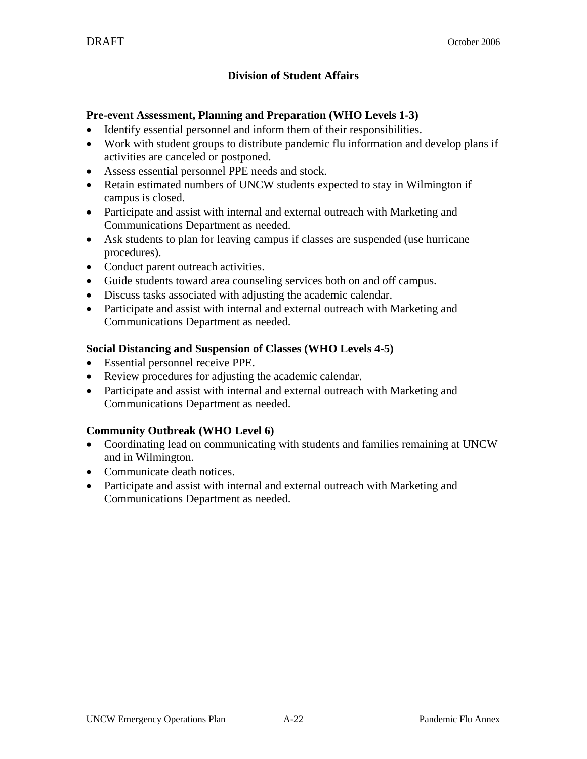## Division of Student Affairs

**Pre-event Assessment, Planning and Preparation (WHO Levels 1-3)**

- Identify essential personnel and inform them of their responsibilities.
- Work with student groups to distribute pandemic flu information and develop plans if activities are canceled or postponed.
- Assess essential personnel PPE needs and stock.
- Retain estimated numbers of UNCW students expected to stay in Wilmington if campus is closed.
- Participate and assist with internal and external outreach with Marketing and Communications Department as needed.
- Ask students to plan for leaving campus if classes are suspended (use hurricane procedures).
- Conduct parent outreach activities.
- Guide students toward area counseling services both on and off campus.
- Discuss tasks associated with adjusting the academic calendar.
- Participate and assist with internal and external outreach with Marketing and Communications Department as needed.

**Social Distancing and Suspension of Classes (WHO Levels 4-5)**

- Essential personnel receive PPE.
- Review procedures for adjusting the academic calendar.
- Participate and assist with internal and external outreach with Marketing and Communications Department as needed.

**Community Outbreak (WHO Level 6)**

- Coordinating lead on communicating with students and families remaining at UNCW and in Wilmington.
- Communicate death notices.
- Participate and assist with internal and external outreach with Marketing and Communications Department as needed.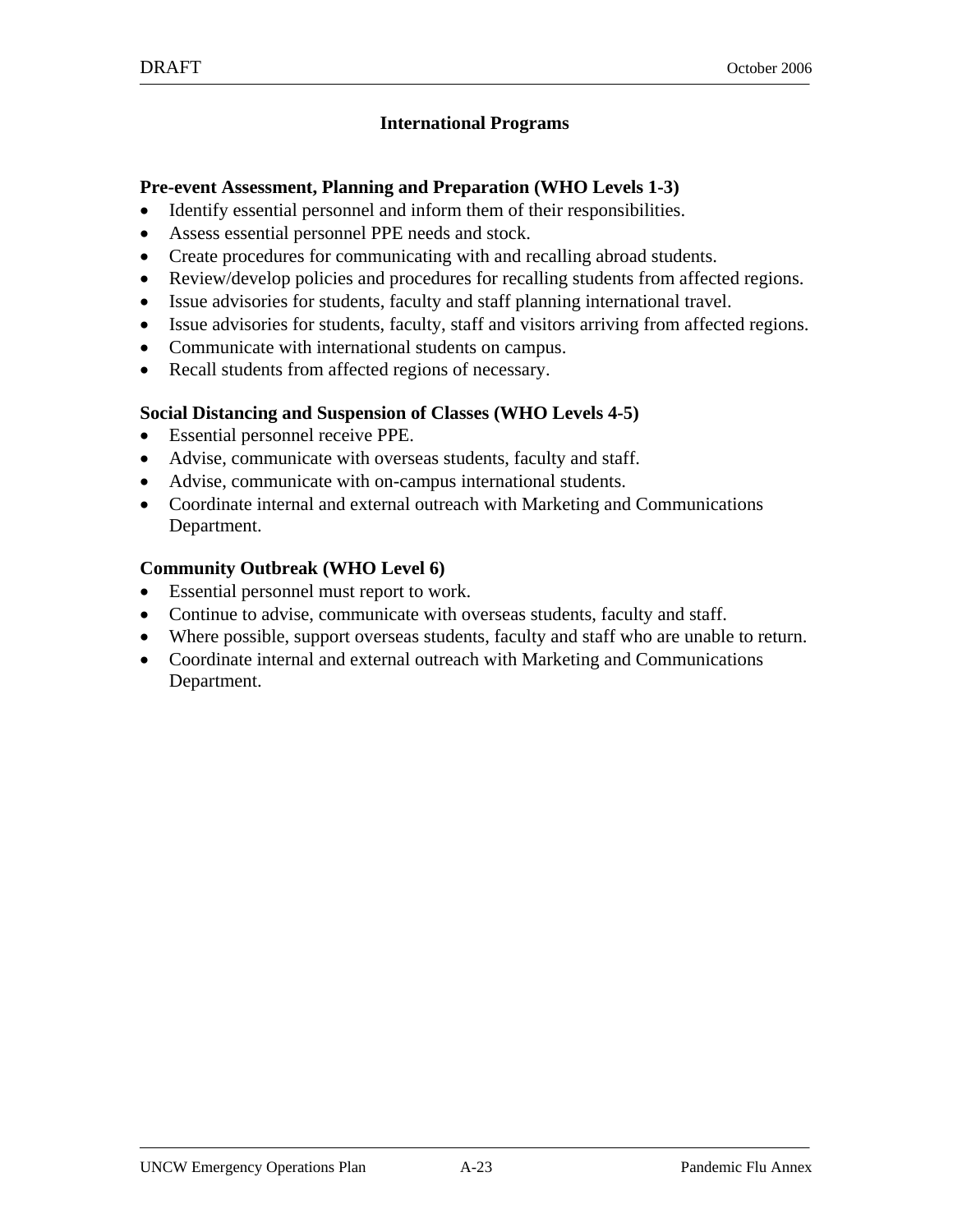## International Programs

### Pre-event Assessment, Planning and Preparation (WHO Levels 1-3)

- Identify essential personnel and inform them of their responsibilities.
- Assess essential personnel PPE needs and stock.
- Create procedures for communicating with and recalling abroad students.
- Review/develop policies and procedures for recalling students from affected regions.
- Issue advisories for students, faculty and staff planning international travel.
- Issue advisories for students, faculty, staff and visitors arriving from affected regions.
- Communicate with international students on campus.
- Recall students from affected regions of necessary.

### Social Distancing and Suspension of Classes (WHO Levels 4-5)

- Essential personnel receive PPE.
- Advise, communicate with overseas students, faculty and staff.
- Advise, communicate with on-campus international students.
- Coordinate internal and external outreach with Marketing and Communications Department.

### Community Outbreak (WHO Level 6)

- Essential personnel must report to work.
- Continue to advise, communicate with overseas students, faculty and staff.
- Where possible, support overseas students, faculty and staff who are unable to return.
- Coordinate internal and external outreach with Marketing and Communications Department.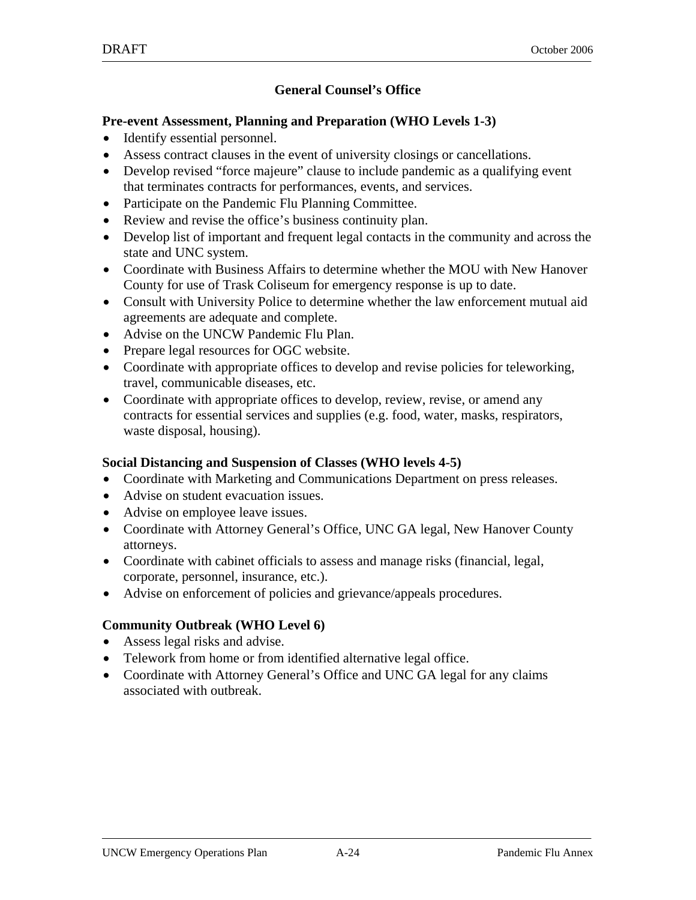## General Counsel's Office

**Pre-event Assessment, Planning and Preparation (WHO Levels 1-3)**

- Identify essential personnel.
- Assess contract clauses in the event of university closings or cancellations.
- Develop revised "force majeure" clause to include pandemic as a qualifying event that terminates contracts for performances, events, and services.
- Participate on the Pandemic Flu Planning Committee.
- Review and revise the office's business continuity plan.
- Develop list of important and frequent legal contacts in the community and across the state and UNC system.
- Coordinate with Business Affairs to determine whether the MOU with New Hanover County for use of Trask Coliseum for emergency response is up to date.
- Consult with University Police to determine whether the law enforcement mutual aid agreements are adequate and complete.
- Advise on the UNCW Pandemic Flu Plan.
- Prepare legal resources for OGC website.
- Coordinate with appropriate offices to develop and revise policies for teleworking, travel, communicable diseases, etc.
- Coordinate with appropriate offices to develop, review, revise, or amend any contracts for essential services and supplies (e.g. food, water, masks, respirators, waste disposal, housing).

**Social Distancing and Suspension of Classes (WHO levels 4-5)**

- Coordinate with Marketing and Communications Department on press releases.
- Advise on student evacuation issues.
- Advise on employee leave issues.
- Coordinate with Attorney General's Office, UNC GA legal, New Hanover County attorneys.
- Coordinate with cabinet officials to assess and manage risks (financial, legal, corporate, personnel, insurance, etc.).
- Advise on enforcement of policies and grievance/appeals procedures.

**Community Outbreak (WHO Level 6)**

- Assess legal risks and advise.
- Telework from home or from identified alternative legal office.
- Coordinate with Attorney General's Office and UNC GA legal for any claims associated with outbreak.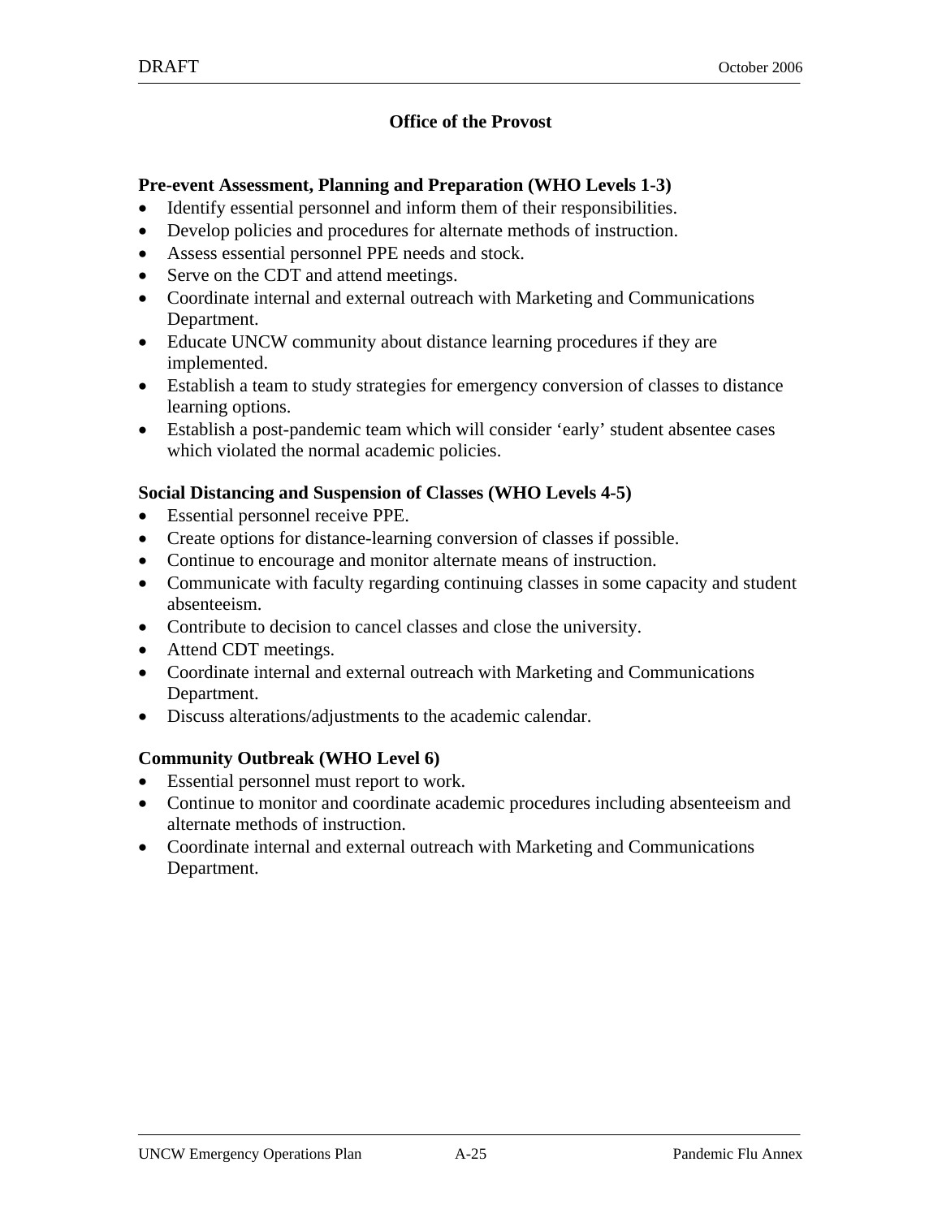## Office of the Provost

### Pre-event Assessment, Planning and Preparation (WHO Levels 1-3)

- Identify essential personnel and inform them of their responsibilities.
- Develop policies and procedures for alternate methods of instruction.
- Assess essential personnel PPE needs and stock.
- Serve on the CDT and attend meetings.
- Coordinate internal and external outreach with Marketing and Communications Department.
- Educate UNCW community about distance learning procedures if they are implemented.
- Establish a team to study strategies for emergency conversion of classes to distance learning options.
- Establish a post-pandemic team which will consider 'early' student absentee cases which violated the normal academic policies.

### Social Distancing and Suspension of Classes (WHO Levels 4-5)

- Essential personnel receive PPE.
- Create options for distance-learning conversion of classes if possible.
- Continue to encourage and monitor alternate means of instruction.
- Communicate with faculty regarding continuing classes in some capacity and student absenteeism.
- Contribute to decision to cancel classes and close the university.
- Attend CDT meetings.
- Coordinate internal and external outreach with Marketing and Communications Department.
- Discuss alterations/adjustments to the academic calendar.

### Community Outbreak (WHO Level 6)

- Essential personnel must report to work.
- Continue to monitor and coordinate academic procedures including absenteeism and alternate methods of instruction.
- Coordinate internal and external outreach with Marketing and Communications Department.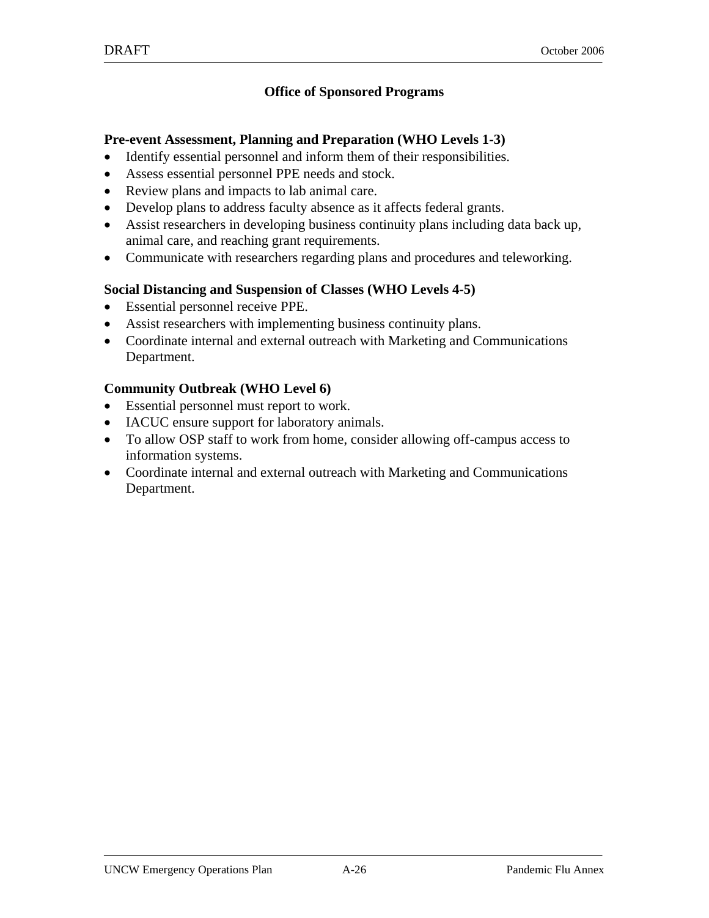## Office of Sponsored Programs

**Pre-event Assessment, Planning and Preparation (WHO Levels 1-3)**

- Identify essential personnel and inform them of their responsibilities.
- Assess essential personnel PPE needs and stock.
- Review plans and impacts to lab animal care.
- Develop plans to address faculty absence as it affects federal grants.
- Assist researchers in developing business continuity plans including data back up, animal care, and reaching grant requirements.
- Communicate with researchers regarding plans and procedures and teleworking.

**Social Distancing and Suspension of Classes (WHO Levels 4-5)**

- Essential personnel receive PPE.
- Assist researchers with implementing business continuity plans.
- Coordinate internal and external outreach with Marketing and Communications Department.

**Community Outbreak (WHO Level 6)**

- Essential personnel must report to work.
- IACUC ensure support for laboratory animals.
- To allow OSP staff to work from home, consider allowing off-campus access to information systems.
- Coordinate internal and external outreach with Marketing and Communications Department.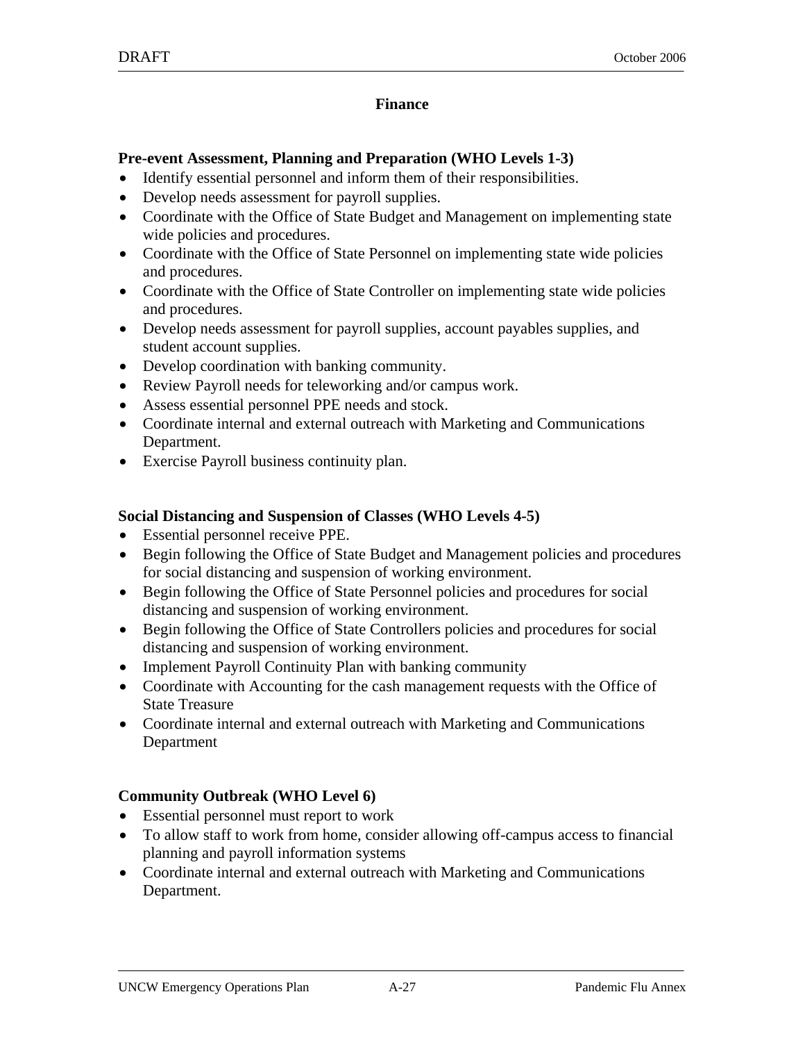## Finance

### Pre-event Assessment, Planning and Preparation (WHO Levels 1-3)

- Identify essential personnel and inform them of their responsibilities.
- Develop needs assessment for payroll supplies.
- Coordinate with the Office of State Budget and Management on implementing state wide policies and procedures.
- Coordinate with the Office of State Personnel on implementing state wide policies and procedures.
- Coordinate with the Office of State Controller on implementing state wide policies and procedures.
- Develop needs assessment for payroll supplies, account payables supplies, and student account supplies.
- Develop coordination with banking community.
- Review Payroll needs for teleworking and/or campus work.
- Assess essential personnel PPE needs and stock.
- Coordinate internal and external outreach with Marketing and Communications Department.
- Exercise Payroll business continuity plan.

### Social Distancing and Suspension of Classes (WHO Levels 4-5)

- Essential personnel receive PPE.
- Begin following the Office of State Budget and Management policies and procedures for social distancing and suspension of working environment.
- Begin following the Office of State Personnel policies and procedures for social distancing and suspension of working environment.
- Begin following the Office of State Controllers policies and procedures for social distancing and suspension of working environment.
- Implement Payroll Continuity Plan with banking community
- Coordinate with Accounting for the cash management requests with the Office of State Treasure
- Coordinate internal and external outreach with Marketing and Communications Department

### Community Outbreak (WHO Level 6)

- Essential personnel must report to work
- To allow staff to work from home, consider allowing off-campus access to financial planning and payroll information systems
- Coordinate internal and external outreach with Marketing and Communications Department.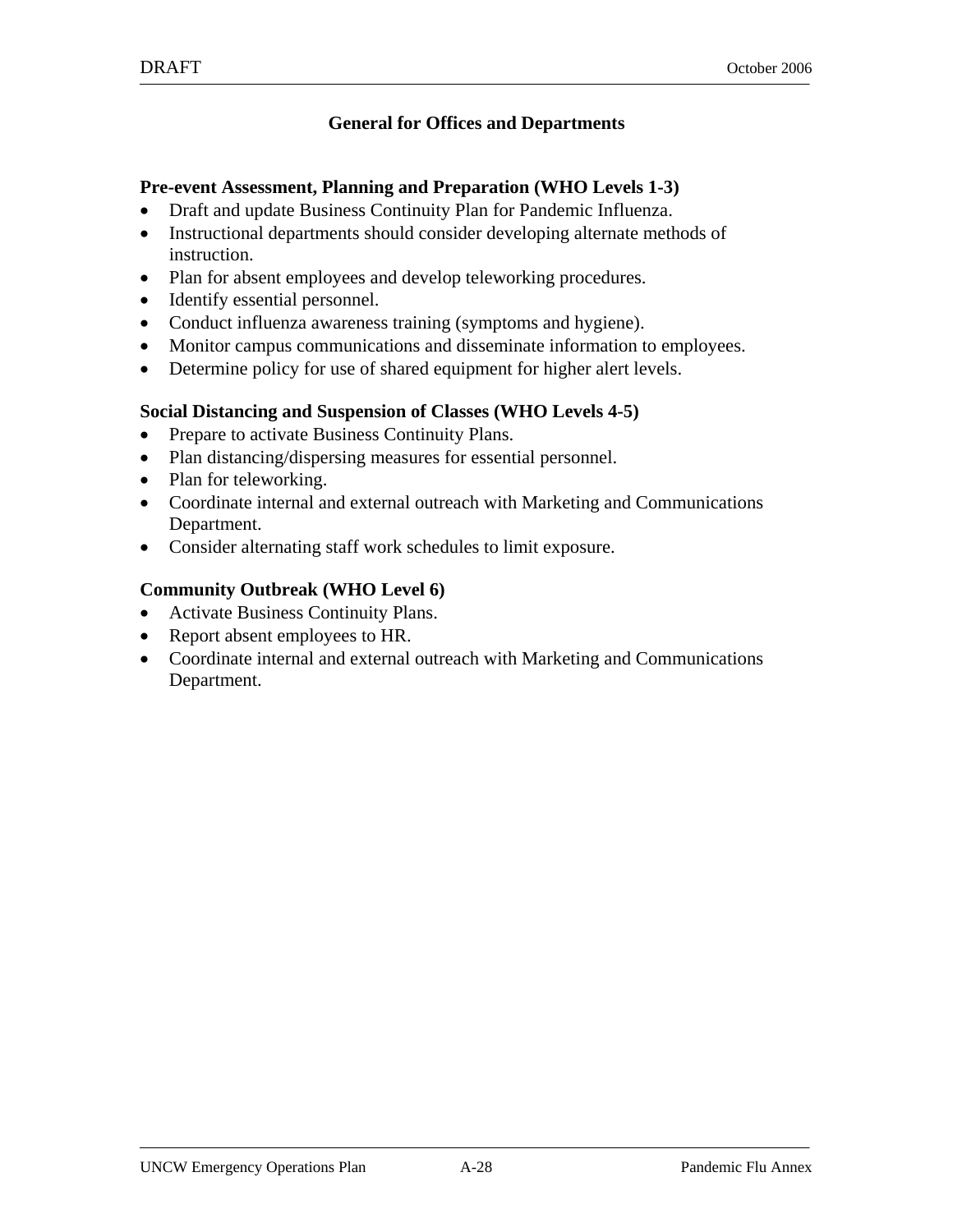## General for Offices and Departments

**Pre-event Assessment, Planning and Preparation (WHO Levels 1-3)**

- Draft and update Business Continuity Plan for Pandemic Influenza.
- Instructional departments should consider developing alternate methods of instruction.
- Plan for absent employees and develop teleworking procedures.
- Identify essential personnel.
- Conduct influenza awareness training (symptoms and hygiene).
- Monitor campus communications and disseminate information to employees.
- Determine policy for use of shared equipment for higher alert levels.

**Social Distancing and Suspension of Classes (WHO Levels 4-5)**

- Prepare to activate Business Continuity Plans.
- Plan distancing/dispersing measures for essential personnel.
- Plan for teleworking.
- Coordinate internal and external outreach with Marketing and Communications Department.
- Consider alternating staff work schedules to limit exposure.

**Community Outbreak (WHO Level 6)**

- Activate Business Continuity Plans.
- Report absent employees to HR.
- Coordinate internal and external outreach with Marketing and Communications Department.